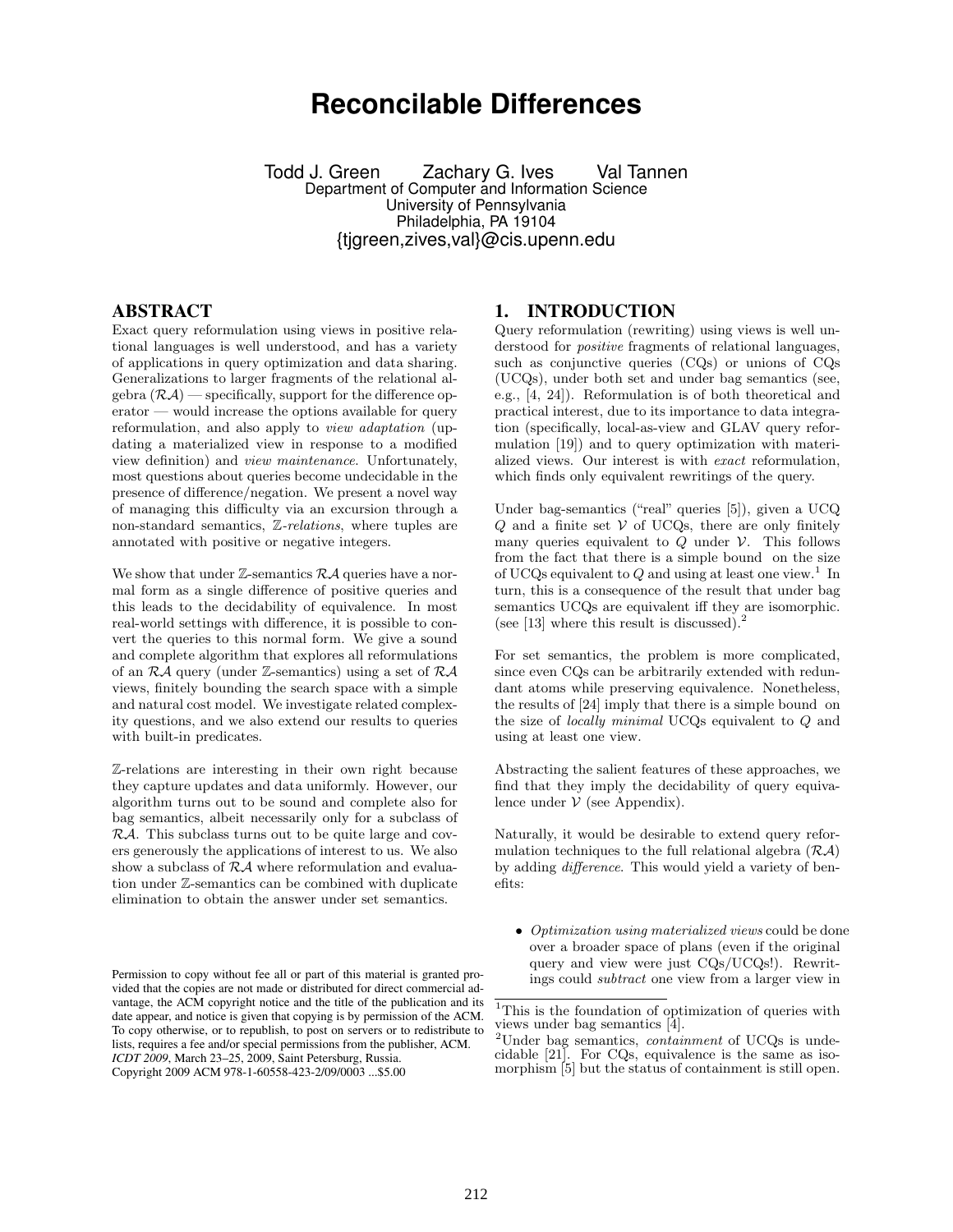# Reconcilable Differences

Todd J. Green Zachary G. Ives Val Tannen
Department of Computer and Information Science
University of Pennsylvania
Philadelphia, PA 19104
{tjgreen,zives,val}@cis.upenn.edu

## ABSTRACT

Exact query reformulation using views in positive relational languages is well understood, and has a variety of applications in query optimization and data sharing. Generalizations to larger fragments of the relational algebra ($\mathcal{RA}$) — specifically, support for the difference operator — would increase the options available for query reformulation, and also apply to *view adaptation* (updating a materialized view in response to a modified view definition) and *view maintenance*. Unfortunately, most questions about queries become undecidable in the presence of difference/negation. We present a novel way of managing this difficulty via an excursion through a non-standard semantics, $\mathbb{Z}$-*relations*, where tuples are annotated with positive or negative integers.

We show that under $\mathbb{Z}$-semantics $\mathcal{RA}$ queries have a normal form as a single difference of positive queries and this leads to the decidability of equivalence. In most real-world settings with difference, it is possible to convert the queries to this normal form. We give a sound and complete algorithm that explores all reformulations of an $\mathcal{RA}$ query (under $\mathbb{Z}$-semantics) using a set of $\mathcal{RA}$ views, finitely bounding the search space with a simple and natural cost model. We investigate related complexity questions, and we also extend our results to queries with built-in predicates.

$\mathbb{Z}$-relations are interesting in their own right because they capture updates and data uniformly. However, our algorithm turns out to be sound and complete also for bag semantics, albeit necessarily only for a subclass of $\mathcal{RA}$. This subclass turns out to be quite large and covers generously the applications of interest to us. We also show a subclass of $\mathcal{RA}$ where reformulation and evaluation under $\mathbb{Z}$-semantics can be combined with duplicate elimination to obtain the answer under set semantics.

Permission to copy without fee all or part of this material is granted provided that the copies are not made or distributed for direct commercial advantage, the ACM copyright notice and the title of the publication and its date appear, and notice is given that copying is by permission of the ACM. To copy otherwise, or to republish, to post on servers or to redistribute to lists, requires a fee and/or special permissions from the publisher, ACM. *ICDT 2009*, March 23–25, 2009, Saint Petersburg, Russia.
Copyright 2009 ACM 978-1-60558-423-2/09/0003 ...$5.00

## 1. INTRODUCTION

Query reformulation (rewriting) using views is well understood for *positive* fragments of relational languages, such as conjunctive queries (CQs) or unions of CQs (UCQs), under both set and under bag semantics (see, e.g., [4, 24]). Reformulation is of both theoretical and practical interest, due to its importance to data integration (specifically, local-as-view and GLAV query reformulation [19]) and to query optimization with materialized views. Our interest is with *exact* reformulation, which finds only equivalent rewritings of the query.

Under bag-semantics ("real" queries [5]), given a UCQ $Q$ and a finite set $\mathcal{V}$ of UCQs, there are only finitely many queries equivalent to $Q$ under $\mathcal{V}$. This follows from the fact that there is a simple bound on the size of UCQs equivalent to $Q$ and using at least one view.[1] In turn, this is a consequence of the result that under bag semantics UCQs are equivalent iff they are isomorphic. (see [13] where this result is discussed).[2]

For set semantics, the problem is more complicated, since even CQs can be arbitrarily extended with redundant atoms while preserving equivalence. Nonetheless, the results of [24] imply that there is a simple bound on the size of *locally minimal* UCQs equivalent to $Q$ and using at least one view.

Abstracting the salient features of these approaches, we find that they imply the decidability of query equivalence under $\mathcal{V}$ (see Appendix).

Naturally, it would be desirable to extend query reformulation techniques to the full relational algebra ($\mathcal{RA}$) by adding *difference*. This would yield a variety of benefits:

- *Optimization using materialized views* could be done over a broader space of plans (even if the original query and view were just CQs/UCQs!). Rewritings could *subtract* one view from a larger view in

[1] This is the foundation of optimization of queries with views under bag semantics [4].

[2] Under bag semantics, *containment* of UCQs is undecidable [21]. For CQs, equivalence is the same as isomorphism [5] but the status of containment is still open.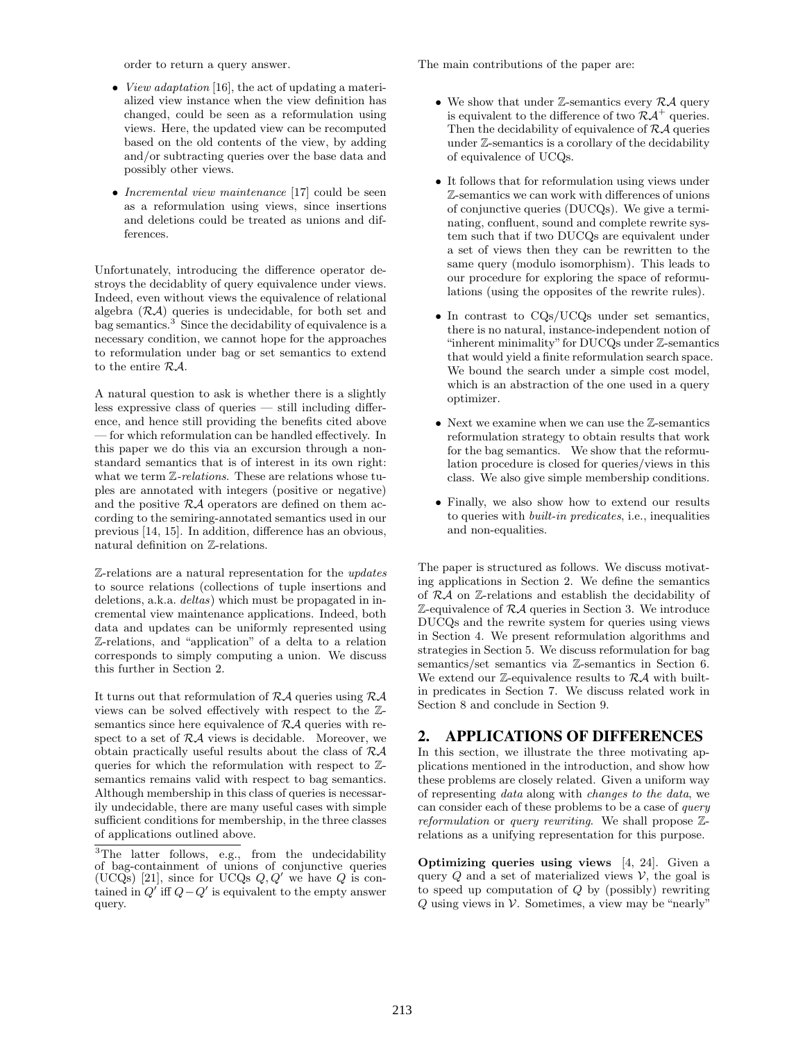order to return a query answer.

- *View adaptation* [16], the act of updating a materialized view instance when the view definition has changed, could be seen as a reformulation using views. Here, the updated view can be recomputed based on the old contents of the view, by adding and/or subtracting queries over the base data and possibly other views.
- *Incremental view maintenance* [17] could be seen as a reformulation using views, since insertions and deletions could be treated as unions and differences.

Unfortunately, introducing the difference operator destroys the decidablity of query equivalence under views. Indeed, even without views the equivalence of relational algebra ($\mathcal{RA}$) queries is undecidable, for both set and bag semantics.[3] Since the decidability of equivalence is a necessary condition, we cannot hope for the approaches to reformulation under bag or set semantics to extend to the entire $\mathcal{RA}$.

A natural question to ask is whether there is a slightly less expressive class of queries — still including difference, and hence still providing the benefits cited above — for which reformulation can be handled effectively. In this paper we do this via an excursion through a nonstandard semantics that is of interest in its own right: what we term $\mathbb{Z}$-*relations*. These are relations whose tuples are annotated with integers (positive or negative) and the positive $\mathcal{RA}$ operators are defined on them according to the semiring-annotated semantics used in our previous [14, 15]. In addition, difference has an obvious, natural definition on $\mathbb{Z}$-relations.

$\mathbb{Z}$-relations are a natural representation for the *updates* to source relations (collections of tuple insertions and deletions, a.k.a. *deltas*) which must be propagated in incremental view maintenance applications. Indeed, both data and updates can be uniformly represented using $\mathbb{Z}$-relations, and "application" of a delta to a relation corresponds to simply computing a union. We discuss this further in Section 2.

It turns out that reformulation of $\mathcal{RA}$ queries using $\mathcal{RA}$ views can be solved effectively with respect to the $\mathbb{Z}$-semantics since here equivalence of $\mathcal{RA}$ queries with respect to a set of $\mathcal{RA}$ views is decidable. Moreover, we obtain practically useful results about the class of $\mathcal{RA}$ queries for which the reformulation with respect to $\mathbb{Z}$-semantics remains valid with respect to bag semantics. Although membership in this class of queries is necessarily undecidable, there are many useful cases with simple sufficient conditions for membership, in the three classes of applications outlined above.

[3] The latter follows, e.g., from the undecidability of bag-containment of unions of conjunctive queries (UCQs) [21], since for UCQs $Q, Q'$ we have $Q$ is contained in $Q'$ iff $Q - Q'$ is equivalent to the empty answer query.

The main contributions of the paper are:

- We show that under $\mathbb{Z}$-semantics every $\mathcal{RA}$ query is equivalent to the difference of two $\mathcal{RA}^+$ queries. Then the decidability of equivalence of $\mathcal{RA}$ queries under $\mathbb{Z}$-semantics is a corollary of the decidability of equivalence of UCQs.
- It follows that for reformulation using views under $\mathbb{Z}$-semantics we can work with differences of unions of conjunctive queries (DUCQs). We give a terminating, confluent, sound and complete rewrite system such that if two DUCQs are equivalent under a set of views then they can be rewritten to the same query (modulo isomorphism). This leads to our procedure for exploring the space of reformulations (using the opposites of the rewrite rules).
- In contrast to CQs/UCQs under set semantics, there is no natural, instance-independent notion of "inherent minimality" for DUCQs under $\mathbb{Z}$-semantics that would yield a finite reformulation search space. We bound the search under a simple cost model, which is an abstraction of the one used in a query optimizer.
- Next we examine when we can use the $\mathbb{Z}$-semantics reformulation strategy to obtain results that work for the bag semantics. We show that the reformulation procedure is closed for queries/views in this class. We also give simple membership conditions.
- Finally, we also show how to extend our results to queries with *built-in predicates*, i.e., inequalities and non-equalities.

The paper is structured as follows. We discuss motivating applications in Section 2. We define the semantics of $\mathcal{RA}$ on $\mathbb{Z}$-relations and establish the decidability of $\mathbb{Z}$-equivalence of $\mathcal{RA}$ queries in Section 3. We introduce DUCQs and the rewrite system for queries using views in Section 4. We present reformulation algorithms and strategies in Section 5. We discuss reformulation for bag semantics/set semantics via $\mathbb{Z}$-semantics in Section 6. We extend our $\mathbb{Z}$-equivalence results to $\mathcal{RA}$ with built-in predicates in Section 7. We discuss related work in Section 8 and conclude in Section 9.

## 2. APPLICATIONS OF DIFFERENCES

In this section, we illustrate the three motivating applications mentioned in the introduction, and show how these problems are closely related. Given a uniform way of representing *data* along with *changes to the data*, we can consider each of these problems to be a case of *query reformulation* or *query rewriting*. We shall propose $\mathbb{Z}$-relations as a unifying representation for this purpose.

**Optimizing queries using views** [4, 24]. Given a query $Q$ and a set of materialized views $\mathcal{V}$, the goal is to speed up computation of $Q$ by (possibly) rewriting $Q$ using views in $\mathcal{V}$. Sometimes, a view may be "nearly"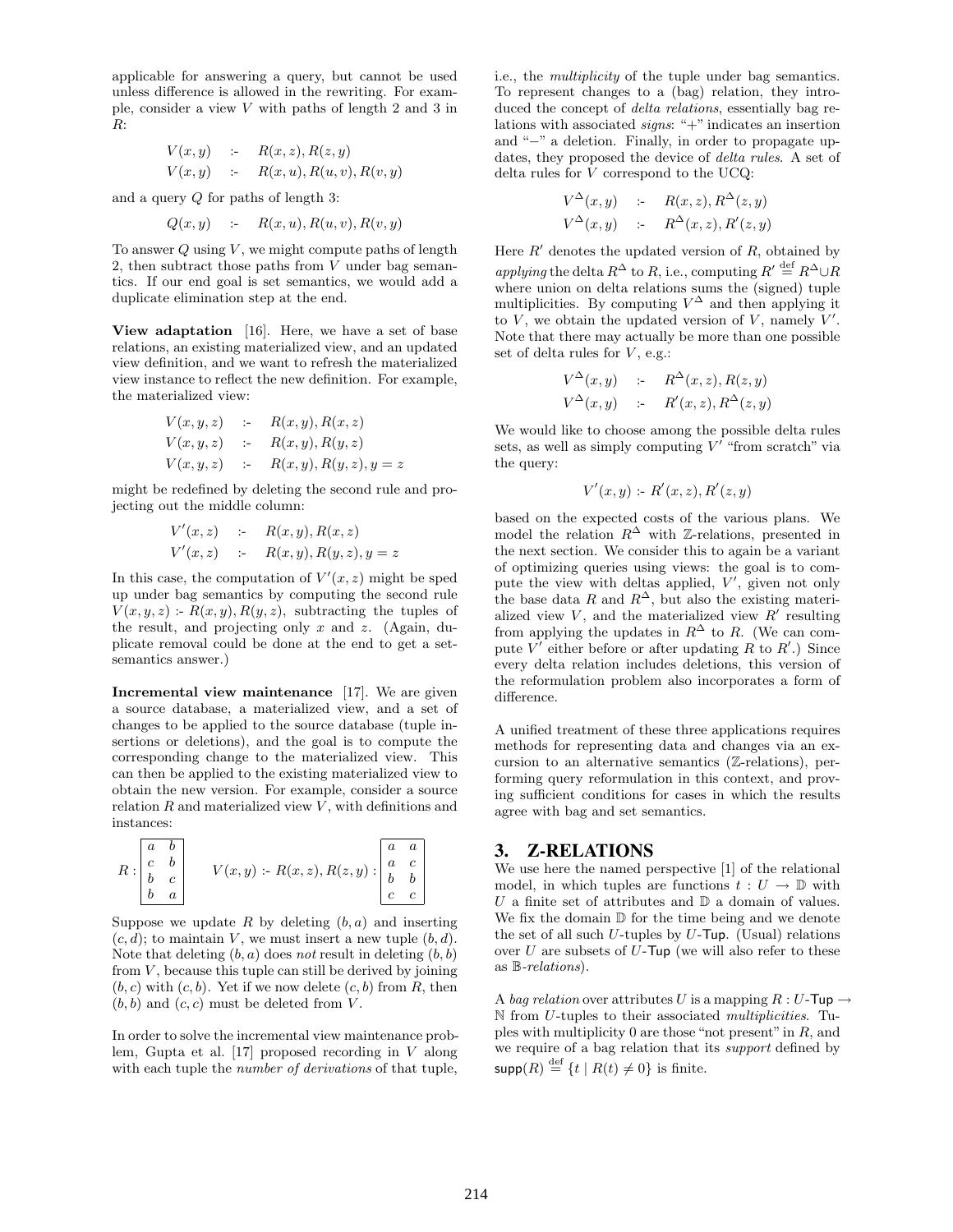applicable for answering a query, but cannot be used unless difference is allowed in the rewriting. For example, consider a view $V$ with paths of length 2 and 3 in $R$:

$$V(x,y) \;\; \text{:-} \;\; R(x,z), R(z,y)$$
$$V(x,y) \;\; \text{:-} \;\; R(x,u), R(u,v), R(v,y)$$

and a query $Q$ for paths of length 3:

$$Q(x,y) \;\; \text{:-} \;\; R(x,u), R(u,v), R(v,y)$$

To answer $Q$ using $V$, we might compute paths of length 2, then subtract those paths from $V$ under bag semantics. If our end goal is set semantics, we would add a duplicate elimination step at the end.

**View adaptation** [16]. Here, we have a set of base relations, an existing materialized view, and an updated view definition, and we want to refresh the materialized view instance to reflect the new definition. For example, the materialized view:

$$V(x,y,z) \;\; \text{:-} \;\; R(x,y), R(x,z)$$
$$V(x,y,z) \;\; \text{:-} \;\; R(x,y), R(y,z)$$
$$V(x,y,z) \;\; \text{:-} \;\; R(x,y), R(y,z), y = z$$

might be redefined by deleting the second rule and projecting out the middle column:

$$V'(x,z) \;\; \text{:-} \;\; R(x,y), R(x,z)$$
$$V'(x,z) \;\; \text{:-} \;\; R(x,y), R(y,z), y = z$$

In this case, the computation of $V'(x,z)$ might be sped up under bag semantics by computing the second rule $V(x,y,z)$ :- $R(x,y), R(y,z)$, subtracting the tuples of the result, and projecting only $x$ and $z$. (Again, duplicate removal could be done at the end to get a set-semantics answer.)

**Incremental view maintenance** [17]. We are given a source database, a materialized view, and a set of changes to be applied to the source database (tuple insertions or deletions), and the goal is to compute the corresponding change to the materialized view. This can then be applied to the existing materialized view to obtain the new version. For example, consider a source relation $R$ and materialized view $V$, with definitions and instances:

$$R : \begin{array}{|cc|} a & b \\ c & b \\ b & c \\ b & a \end{array} \qquad V(x,y) \text{ :- } R(x,z), R(z,y) : \begin{array}{|cc|} a & a \\ a & c \\ b & b \\ c & c \end{array}$$

Suppose we update $R$ by deleting $(b,a)$ and inserting $(c,d)$; to maintain $V$, we must insert a new tuple $(b,d)$. Note that deleting $(b,a)$ does *not* result in deleting $(b,b)$ from $V$, because this tuple can still be derived by joining $(b,c)$ with $(c,b)$. Yet if we now delete $(c,b)$ from $R$, then $(b,b)$ and $(c,c)$ must be deleted from $V$.

In order to solve the incremental view maintenance problem, Gupta et al. [17] proposed recording in $V$ along with each tuple the *number of derivations* of that tuple, i.e., the *multiplicity* of the tuple under bag semantics. To represent changes to a (bag) relation, they introduced the concept of *delta relations*, essentially bag relations with associated *signs*: "+" indicates an insertion and "−" a deletion. Finally, in order to propagate updates, they proposed the device of *delta rules*. A set of delta rules for $V$ correspond to the UCQ:

$$V^{\Delta}(x,y) \;\; \text{:-} \;\; R(x,z), R^{\Delta}(z,y)$$
$$V^{\Delta}(x,y) \;\; \text{:-} \;\; R^{\Delta}(x,z), R'(z,y)$$

Here $R'$ denotes the updated version of $R$, obtained by *applying* the delta $R^{\Delta}$ to $R$, i.e., computing $R' \stackrel{\text{def}}{=} R^{\Delta} \cup R$ where union on delta relations sums the (signed) tuple multiplicities. By computing $V^{\Delta}$ and then applying it to $V$, we obtain the updated version of $V$, namely $V'$. Note that there may actually be more than one possible set of delta rules for $V$, e.g.:

$$V^{\Delta}(x,y) \;\; \text{:-} \;\; R^{\Delta}(x,z), R(z,y)$$
$$V^{\Delta}(x,y) \;\; \text{:-} \;\; R'(x,z), R^{\Delta}(z,y)$$

We would like to choose among the possible delta rules sets, as well as simply computing $V'$ "from scratch" via the query:

$$V'(x,y) \text{ :- } R'(x,z), R'(z,y)$$

based on the expected costs of the various plans. We model the relation $R^{\Delta}$ with $\mathbb{Z}$-relations, presented in the next section. We consider this to again be a variant of optimizing queries using views: the goal is to compute the view with deltas applied, $V'$, given not only the base data $R$ and $R^{\Delta}$, but also the existing materialized view $V$, and the materialized view $R'$ resulting from applying the updates in $R^{\Delta}$ to $R$. (We can compute $V'$ either before or after updating $R$ to $R'$.) Since every delta relation includes deletions, this version of the reformulation problem also incorporates a form of difference.

A unified treatment of these three applications requires methods for representing data and changes via an excursion to an alternative semantics ($\mathbb{Z}$-relations), performing query reformulation in this context, and proving sufficient conditions for cases in which the results agree with bag and set semantics.

## 3. Z-RELATIONS

We use here the named perspective [1] of the relational model, in which tuples are functions $t : U \to \mathbb{D}$ with $U$ a finite set of attributes and $\mathbb{D}$ a domain of values. We fix the domain $\mathbb{D}$ for the time being and we denote the set of all such $U$-tuples by $U$-$\mathsf{Tup}$. (Usual) relations over $U$ are subsets of $U$-$\mathsf{Tup}$ (we will also refer to these as $\mathbb{B}$-*relations*).

A *bag relation* over attributes $U$ is a mapping $R : U\text{-}\mathsf{Tup} \to \mathbb{N}$ from $U$-tuples to their associated *multiplicities*. Tuples with multiplicity 0 are those "not present" in $R$, and we require of a bag relation that its *support* defined by $\mathsf{supp}(R) \stackrel{\text{def}}{=} \{t \mid R(t) \neq 0\}$ is finite.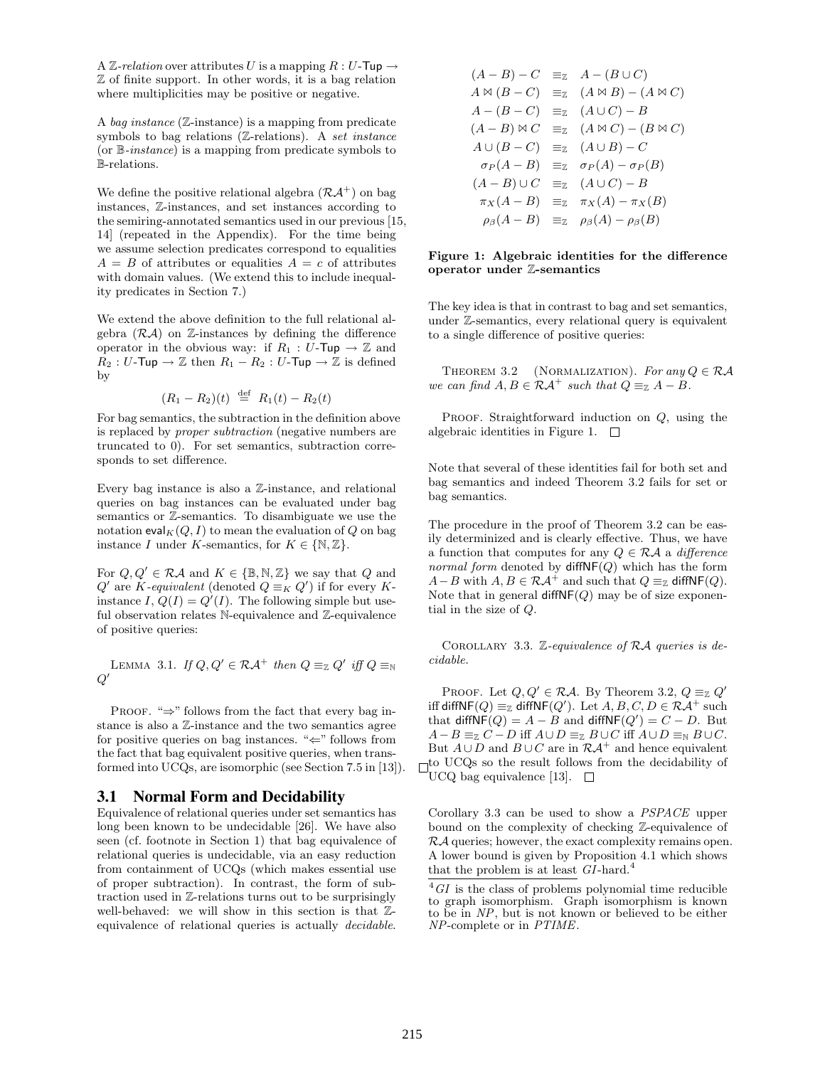A $\mathbb{Z}$-*relation* over attributes $U$ is a mapping $R : U\text{-}\mathsf{Tup} \to \mathbb{Z}$ of finite support. In other words, it is a bag relation where multiplicities may be positive or negative.

A *bag instance* ($\mathbb{Z}$-instance) is a mapping from predicate symbols to bag relations ($\mathbb{Z}$-relations). A *set instance* (or $\mathbb{B}$-*instance*) is a mapping from predicate symbols to $\mathbb{B}$-relations.

We define the positive relational algebra ($\mathcal{RA}^+$) on bag instances, $\mathbb{Z}$-instances, and set instances according to the semiring-annotated semantics used in our previous [15, 14] (repeated in the Appendix). For the time being we assume selection predicates correspond to equalities $A = B$ of attributes or equalities $A = c$ of attributes with domain values. (We extend this to include inequality predicates in Section 7.)

We extend the above definition to the full relational algebra ($\mathcal{RA}$) on $\mathbb{Z}$-instances by defining the difference operator in the obvious way: if $R_1 : U\text{-}\mathsf{Tup} \to \mathbb{Z}$ and $R_2 : U\text{-}\mathsf{Tup} \to \mathbb{Z}$ then $R_1 - R_2 : U\text{-}\mathsf{Tup} \to \mathbb{Z}$ is defined by

$$(R_1 - R_2)(t) \stackrel{\text{def}}{=} R_1(t) - R_2(t)$$

For bag semantics, the subtraction in the definition above is replaced by *proper subtraction* (negative numbers are truncated to 0). For set semantics, subtraction corresponds to set difference.

Every bag instance is also a $\mathbb{Z}$-instance, and relational queries on bag instances can be evaluated under bag semantics or $\mathbb{Z}$-semantics. To disambiguate we use the notation $\mathsf{eval}_K(Q, I)$ to mean the evaluation of $Q$ on bag instance $I$ under $K$-semantics, for $K \in \{\mathbb{N}, \mathbb{Z}\}$.

For $Q, Q' \in \mathcal{RA}$ and $K \in \{\mathbb{B}, \mathbb{N}, \mathbb{Z}\}$ we say that $Q$ and $Q'$ are $K$-*equivalent* (denoted $Q \equiv_K Q'$) if for every $K$-instance $I$, $Q(I) = Q'(I)$. The following simple but useful observation relates $\mathbb{N}$-equivalence and $\mathbb{Z}$-equivalence of positive queries:

LEMMA 3.1. *If $Q, Q' \in \mathcal{RA}^+$ then $Q \equiv_\mathbb{Z} Q'$ iff $Q \equiv_\mathbb{N} Q'$*

PROOF. "⇒" follows from the fact that every bag instance is also a $\mathbb{Z}$-instance and the two semantics agree for positive queries on bag instances. "⇐" follows from the fact that bag equivalent positive queries, when transformed into UCQs, are isomorphic (see Section 7.5 in [13]). □

## 3.1 Normal Form and Decidability

Equivalence of relational queries under set semantics has long been known to be undecidable [26]. We have also seen (cf. footnote in Section 1) that bag equivalence of relational queries is undecidable, via an easy reduction from containment of UCQs (which makes essential use of proper subtraction). In contrast, the form of subtraction used in $\mathbb{Z}$-relations turns out to be surprisingly well-behaved: we will show in this section is that $\mathbb{Z}$-equivalence of relational queries is actually *decidable*.

$$
\begin{aligned}
(A - B) - C &\equiv_\mathbb{Z} A - (B \cup C)\\
A \bowtie (B - C) &\equiv_\mathbb{Z} (A \bowtie B) - (A \bowtie C)\\
A - (B - C) &\equiv_\mathbb{Z} (A \cup C) - B\\
(A - B) \bowtie C &\equiv_\mathbb{Z} (A \bowtie C) - (B \bowtie C)\\
A \cup (B - C) &\equiv_\mathbb{Z} (A \cup B) - C\\
\sigma_P(A - B) &\equiv_\mathbb{Z} \sigma_P(A) - \sigma_P(B)\\
(A - B) \cup C &\equiv_\mathbb{Z} (A \cup C) - B\\
\pi_X(A - B) &\equiv_\mathbb{Z} \pi_X(A) - \pi_X(B)\\
\rho_\beta(A - B) &\equiv_\mathbb{Z} \rho_\beta(A) - \rho_\beta(B)
\end{aligned}
$$

**Figure 1: Algebraic identities for the difference operator under $\mathbb{Z}$-semantics**

The key idea is that in contrast to bag and set semantics, under $\mathbb{Z}$-semantics, every relational query is equivalent to a single difference of positive queries:

THEOREM 3.2 (NORMALIZATION). *For any $Q \in \mathcal{RA}$ we can find $A, B \in \mathcal{RA}^+$ such that $Q \equiv_\mathbb{Z} A - B$.*

PROOF. Straightforward induction on $Q$, using the algebraic identities in Figure 1. □

Note that several of these identities fail for both set and bag semantics and indeed Theorem 3.2 fails for set or bag semantics.

The procedure in the proof of Theorem 3.2 can be easily determinized and is clearly effective. Thus, we have a function that computes for any $Q \in \mathcal{RA}$ a *difference normal form* denoted by $\mathsf{diffNF}(Q)$ which has the form $A - B$ with $A, B \in \mathcal{RA}^+$ and such that $Q \equiv_\mathbb{Z} \mathsf{diffNF}(Q)$. Note that in general $\mathsf{diffNF}(Q)$ may be of size exponential in the size of $Q$.

COROLLARY 3.3. *$\mathbb{Z}$-equivalence of $\mathcal{RA}$ queries is decidable.*

PROOF. Let $Q, Q' \in \mathcal{RA}$. By Theorem 3.2, $Q \equiv_\mathbb{Z} Q'$ iff $\mathsf{diffNF}(Q) \equiv_\mathbb{Z} \mathsf{diffNF}(Q')$. Let $A, B, C, D \in \mathcal{RA}^+$ such that $\mathsf{diffNF}(Q) = A - B$ and $\mathsf{diffNF}(Q') = C - D$. But $A - B \equiv_\mathbb{Z} C - D$ iff $A \cup D \equiv_\mathbb{Z} B \cup C$ iff $A \cup D \equiv_\mathbb{N} B \cup C$. But $A \cup D$ and $B \cup C$ are in $\mathcal{RA}^+$ and hence equivalent to UCQs so the result follows from the decidability of UCQ bag equivalence [13]. □

Corollary 3.3 can be used to show a *PSPACE* upper bound on the complexity of checking $\mathbb{Z}$-equivalence of $\mathcal{RA}$ queries; however, the exact complexity remains open. A lower bound is given by Proposition 4.1 which shows that the problem is at least *GI*-hard.[4]

[4] *GI* is the class of problems polynomial time reducible to graph isomorphism. Graph isomorphism is known to be in *NP*, but is not known or believed to be either *NP*-complete or in *PTIME*.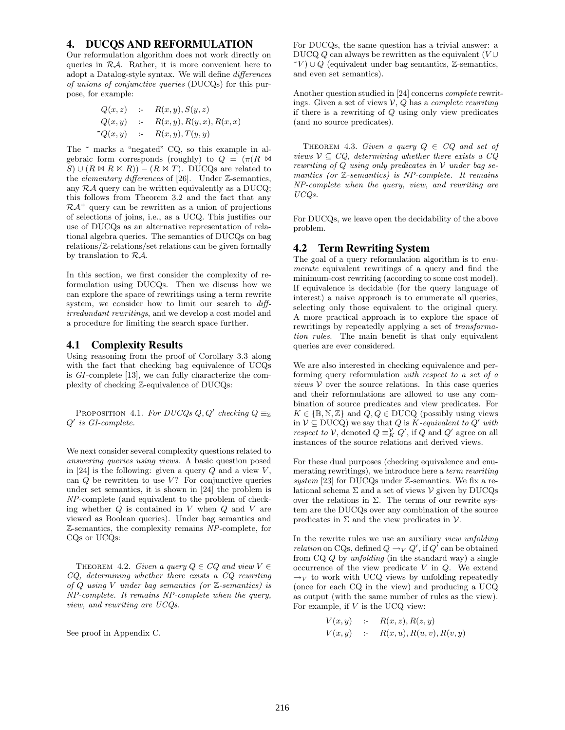## 4. DUCQS AND REFORMULATION

Our reformulation algorithm does not work directly on queries in $\mathcal{RA}$. Rather, it is more convenient here to adopt a Datalog-style syntax. We will define *differences of unions of conjunctive queries* (DUCQs) for this purpose, for example:

$$\begin{array}{lcl} Q(x,z) & \text{:-} & R(x,y), S(y,z) \\ Q(x,y) & \text{:-} & R(x,y), R(y,x), R(x,x) \\ \tilde{\ }Q(x,y) & \text{:-} & R(x,y), T(y,y) \end{array}$$

The ˜ marks a "negated" CQ, so this example in algebraic form corresponds (roughly) to $Q = (\pi(R \bowtie S) \cup (R \bowtie R \bowtie R)) - (R \bowtie T)$. DUCQs are related to the *elementary differences* of [26]. Under $\mathbb{Z}$-semantics, any $\mathcal{RA}$ query can be written equivalently as a DUCQ; this follows from Theorem 3.2 and the fact that any $\mathcal{RA}^+$ query can be rewritten as a union of projections of selections of joins, i.e., as a UCQ. This justifies our use of DUCQs as an alternative representation of relational algebra queries. The semantics of DUCQs on bag relations/$\mathbb{Z}$-relations/set relations can be given formally by translation to $\mathcal{RA}$.

In this section, we first consider the complexity of reformulation using DUCQs. Then we discuss how we can explore the space of rewritings using a term rewrite system, we consider how to limit our search to *diff-irredundant rewritings*, and we develop a cost model and a procedure for limiting the search space further.

### 4.1 Complexity Results

Using reasoning from the proof of Corollary 3.3 along with the fact that checking bag equivalence of UCQs is *GI*-complete [13], we can fully characterize the complexity of checking $\mathbb{Z}$-equivalence of DUCQs:

PROPOSITION 4.1. *For DUCQs $Q, Q'$ checking $Q \equiv_{\mathbb{Z}} Q'$ is GI-complete.*

We next consider several complexity questions related to *answering queries using views*. A basic question posed in [24] is the following: given a query $Q$ and a view $V$, can $Q$ be rewritten to use $V$? For conjunctive queries under set semantics, it is shown in [24] the problem is *NP*-complete (and equivalent to the problem of checking whether $Q$ is contained in $V$ when $Q$ and $V$ are viewed as Boolean queries). Under bag semantics and $\mathbb{Z}$-semantics, the complexity remains *NP*-complete, for CQs or UCQs:

THEOREM 4.2. *Given a query $Q \in CQ$ and view $V \in CQ$, determining whether there exists a CQ rewriting of $Q$ using $V$ under bag semantics (or $\mathbb{Z}$-semantics) is NP-complete. It remains NP-complete when the query, view, and rewriting are UCQs.*

See proof in Appendix C.

For DUCQs, the same question has a trivial answer: a DUCQ $Q$ can always be rewritten as the equivalent $(V \cup \tilde{\ }V) \cup Q$ (equivalent under bag semantics, $\mathbb{Z}$-semantics, and even set semantics).

Another question studied in [24] concerns *complete* rewritings. Given a set of views $\mathcal{V}$, $Q$ has a *complete rewriting* if there is a rewriting of $Q$ using only view predicates (and no source predicates).

THEOREM 4.3. *Given a query $Q \in CQ$ and set of views $\mathcal{V} \subseteq CQ$, determining whether there exists a CQ rewriting of $Q$ using only predicates in $\mathcal{V}$ under bag semantics (or $\mathbb{Z}$-semantics) is NP-complete. It remains NP-complete when the query, view, and rewriting are UCQs.*

For DUCQs, we leave open the decidability of the above problem.

### 4.2 Term Rewriting System

The goal of a query reformulation algorithm is to *enumerate* equivalent rewritings of a query and find the minimum-cost rewriting (according to some cost model). If equivalence is decidable (for the query language of interest) a naive approach is to enumerate all queries, selecting only those equivalent to the original query. A more practical approach is to explore the space of rewritings by repeatedly applying a set of *transformation rules*. The main benefit is that only equivalent queries are ever considered.

We are also interested in checking equivalence and performing query reformulation *with respect to a set of a views* $\mathcal{V}$ over the source relations. In this case queries and their reformulations are allowed to use any combination of source predicates and view predicates. For $K \in \{\mathbb{B}, \mathbb{N}, \mathbb{Z}\}$ and $Q, Q \in$ DUCQ (possibly using views in $\mathcal{V} \subseteq$ DUCQ) we say that $Q$ is *$K$-equivalent to $Q'$ with respect to $\mathcal{V}$*, denoted $Q \equiv^{\mathcal{V}}_{K} Q'$, if $Q$ and $Q'$ agree on all instances of the source relations and derived views.

For these dual purposes (checking equivalence and enumerating rewritings), we introduce here a *term rewriting system* [23] for DUCQs under $\mathbb{Z}$-semantics. We fix a relational schema $\Sigma$ and a set of views $\mathcal{V}$ given by DUCQs over the relations in $\Sigma$. The terms of our rewrite system are the DUCQs over any combination of the source predicates in $\Sigma$ and the view predicates in $\mathcal{V}$.

In the rewrite rules we use an auxiliary *view unfolding relation* on CQs, defined $Q \rightarrow_V Q'$, if $Q'$ can be obtained from CQ $Q$ by *unfolding* (in the standard way) a single occurrence of the view predicate $V$ in $Q$. We extend $\rightarrow_V$ to work with UCQ views by unfolding repeatedly (once for each CQ in the view) and producing a UCQ as output (with the same number of rules as the view). For example, if $V$ is the UCQ view:

$$\begin{array}{lcl} V(x,y) & \text{:-} & R(x,z), R(z,y) \\ V(x,y) & \text{:-} & R(x,u), R(u,v), R(v,y) \end{array}$$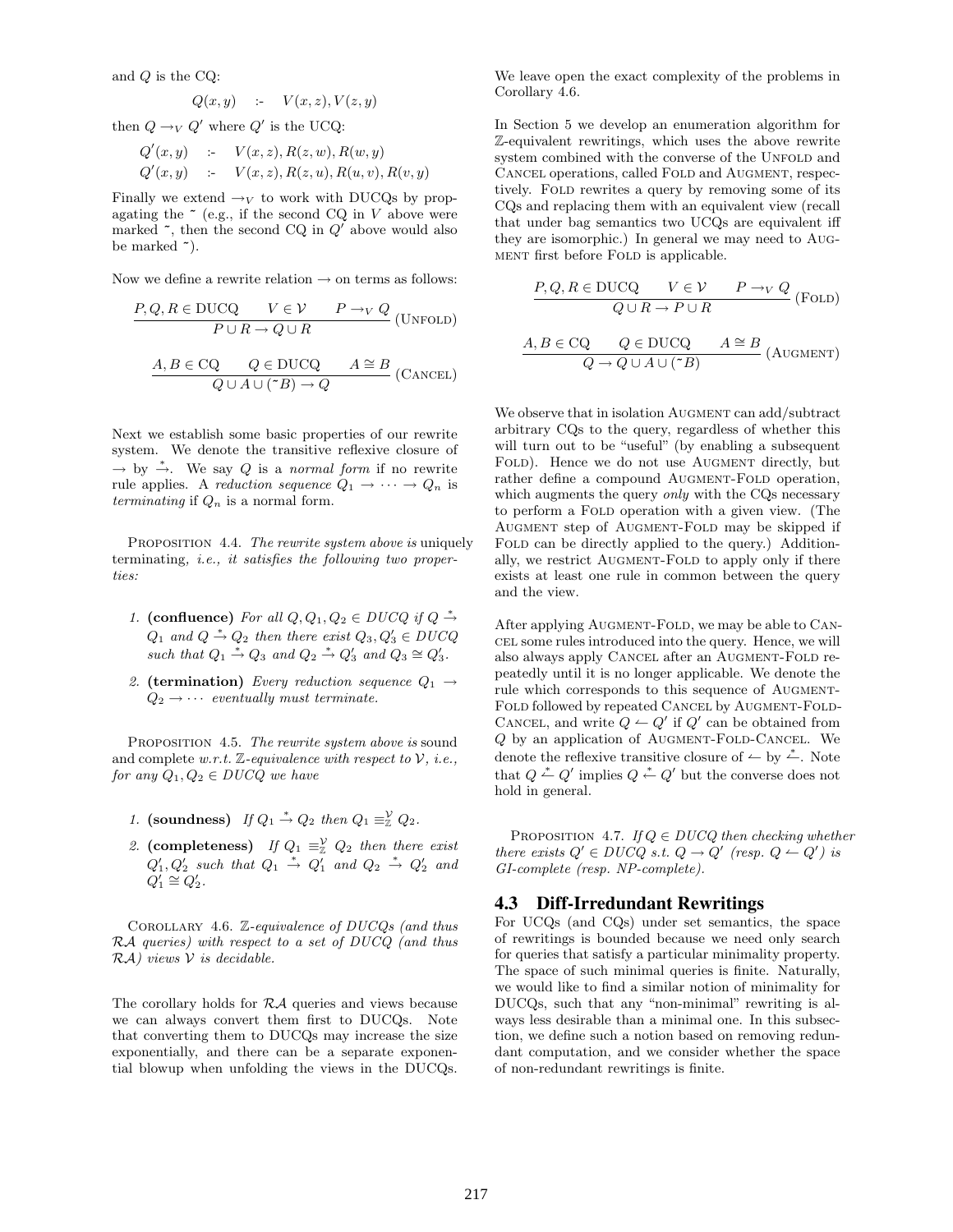and $Q$ is the CQ:

$$Q(x, y) \quad \text{:-} \quad V(x, z), V(z, y)$$

then $Q \rightarrow_V Q'$ where $Q'$ is the UCQ:

$$\begin{aligned} Q'(x, y) \quad &\text{:-} \quad V(x, z), R(z, w), R(w, y) \\ Q'(x, y) \quad &\text{:-} \quad V(x, z), R(z, u), R(u, v), R(v, y) \end{aligned}$$

Finally we extend $\rightarrow_V$ to work with DUCQs by propagating the $\tilde{}$ (e.g., if the second CQ in $V$ above were marked $\tilde{}$, then the second CQ in $Q'$ above would also be marked $\tilde{}$).

Now we define a rewrite relation $\rightarrow$ on terms as follows:

$$\frac{P, Q, R \in \text{DUCQ} \qquad V \in \mathcal{V} \qquad P \rightarrow_V Q}{P \cup R \rightarrow Q \cup R} \text{ (UNFOLD)}$$

$$\frac{A, B \in \text{CQ} \qquad Q \in \text{DUCQ} \qquad A \cong B}{Q \cup A \cup (\tilde{}B) \rightarrow Q} \text{ (CANCEL)}$$

Next we establish some basic properties of our rewrite system. We denote the transitive reflexive closure of $\rightarrow$ by $\xrightarrow{*}$. We say $Q$ is a *normal form* if no rewrite rule applies. A *reduction sequence* $Q_1 \rightarrow \cdots \rightarrow Q_n$ is *terminating* if $Q_n$ is a normal form.

PROPOSITION 4.4. *The rewrite system above is* uniquely terminating, *i.e., it satisfies the following two properties:*

1. **(confluence)** *For all $Q, Q_1, Q_2 \in DUCQ$ if $Q \xrightarrow{*} Q_1$ and $Q \xrightarrow{*} Q_2$ then there exist $Q_3, Q_3' \in DUCQ$ such that $Q_1 \xrightarrow{*} Q_3$ and $Q_2 \xrightarrow{*} Q_3'$ and $Q_3 \cong Q_3'$.*
2. **(termination)** *Every reduction sequence $Q_1 \rightarrow Q_2 \rightarrow \cdots$ eventually must terminate.*

PROPOSITION 4.5. *The rewrite system above is* sound and complete *w.r.t. $\mathbb{Z}$-equivalence with respect to $\mathcal{V}$, i.e., for any $Q_1, Q_2 \in DUCQ$ we have*

1. **(soundness)** *If $Q_1 \xrightarrow{*} Q_2$ then $Q_1 \equiv_{\mathbb{Z}}^{\mathcal{V}} Q_2$.*
2. **(completeness)** *If $Q_1 \equiv_{\mathbb{Z}}^{\mathcal{V}} Q_2$ then there exist $Q_1', Q_2'$ such that $Q_1 \xrightarrow{*} Q_1'$ and $Q_2 \xrightarrow{*} Q_2'$ and $Q_1' \cong Q_2'$.*

COROLLARY 4.6. *$\mathbb{Z}$-equivalence of DUCQs (and thus $\mathcal{RA}$ queries) with respect to a set of DUCQ (and thus $\mathcal{RA}$) views $\mathcal{V}$ is decidable.*

The corollary holds for $\mathcal{RA}$ queries and views because we can always convert them first to DUCQs. Note that converting them to DUCQs may increase the size exponentially, and there can be a separate exponential blowup when unfolding the views in the DUCQs.

We leave open the exact complexity of the problems in Corollary 4.6.

In Section 5 we develop an enumeration algorithm for $\mathbb{Z}$-equivalent rewritings, which uses the above rewrite system combined with the converse of the UNFOLD and CANCEL operations, called FOLD and AUGMENT, respectively. FOLD rewrites a query by removing some of its CQs and replacing them with an equivalent view (recall that under bag semantics two UCQs are equivalent iff they are isomorphic.) In general we may need to AUGMENT first before FOLD is applicable.

$$\frac{P, Q, R \in \text{DUCQ} \qquad V \in \mathcal{V} \qquad P \rightarrow_V Q}{Q \cup R \rightarrow P \cup R} \text{ (FOLD)}$$

$$\frac{A, B \in \text{CQ} \qquad Q \in \text{DUCQ} \qquad A \cong B}{Q \rightarrow Q \cup A \cup (\tilde{}B)} \text{ (AUGMENT)}$$

We observe that in isolation AUGMENT can add/subtract arbitrary CQs to the query, regardless of whether this will turn out to be "useful" (by enabling a subsequent FOLD). Hence we do not use AUGMENT directly, but rather define a compound AUGMENT-FOLD operation, which augments the query *only* with the CQs necessary to perform a FOLD operation with a given view. (The AUGMENT step of AUGMENT-FOLD may be skipped if FOLD can be directly applied to the query.) Additionally, we restrict AUGMENT-FOLD to apply only if there exists at least one rule in common between the query and the view.

After applying AUGMENT-FOLD, we may be able to CANCEL some rules introduced into the query. Hence, we will also always apply CANCEL after an AUGMENT-FOLD repeatedly until it is no longer applicable. We denote the rule which corresponds to this sequence of AUGMENT-FOLD followed by repeated CANCEL by AUGMENT-FOLD-CANCEL, and write $Q \leftharpoonup Q'$ if $Q'$ can be obtained from $Q$ by an application of AUGMENT-FOLD-CANCEL. We denote the reflexive transitive closure of $\leftharpoonup$ by $\overset{*}{\leftharpoonup}$. Note that $Q \overset{*}{\leftharpoonup} Q'$ implies $Q \overset{*}{\leftarrow} Q'$ but the converse does not hold in general.

PROPOSITION 4.7. *If $Q \in DUCQ$ then checking whether there exists $Q' \in DUCQ$ s.t. $Q \rightarrow Q'$ (resp. $Q \leftharpoonup Q'$) is GI-complete (resp. NP-complete).*

## 4.3 Diff-Irredundant Rewritings

For UCQs (and CQs) under set semantics, the space of rewritings is bounded because we need only search for queries that satisfy a particular minimality property. The space of such minimal queries is finite. Naturally, we would like to find a similar notion of minimality for DUCQs, such that any "non-minimal" rewriting is always less desirable than a minimal one. In this subsection, we define such a notion based on removing redundant computation, and we consider whether the space of non-redundant rewritings is finite.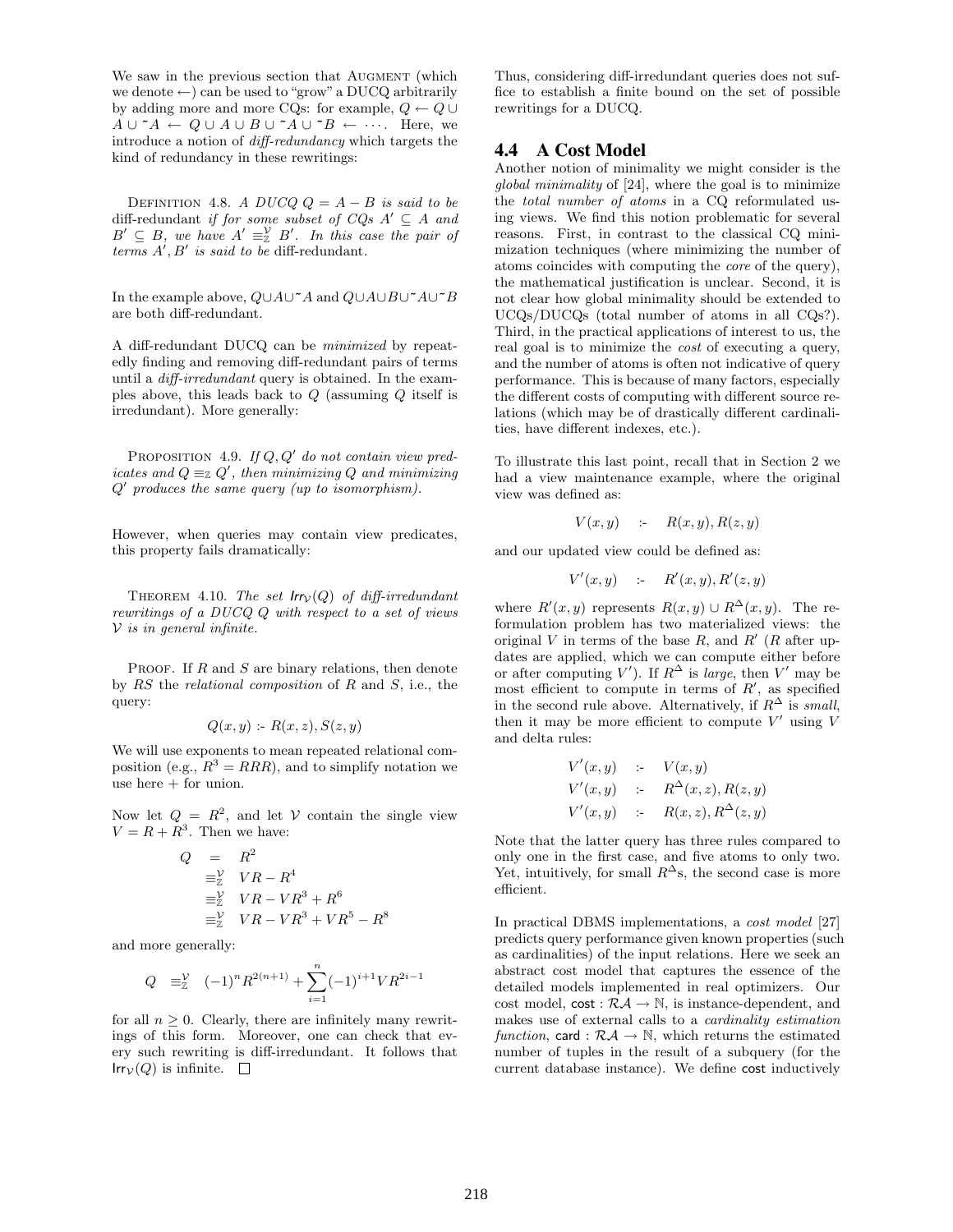We saw in the previous section that AUGMENT (which we denote $\leftarrow$) can be used to "grow" a DUCQ arbitrarily by adding more and more CQs: for example, $Q \leftarrow Q \cup A \cup \bar{\ } A \leftarrow Q \cup A \cup B \cup \bar{\ } A \cup \bar{\ } B \leftarrow \cdots$. Here, we introduce a notion of *diff-redundancy* which targets the kind of redundancy in these rewritings:

DEFINITION 4.8. *A DUCQ $Q = A - B$ is said to be* diff-redundant *if for some subset of CQs $A' \subseteq A$ and $B' \subseteq B$, we have $A' \equiv^{\mathcal{V}}_{\mathbb{Z}} B'$. In this case the pair of terms $A', B'$ is said to be* diff-redundant.

In the example above, $Q \cup A \cup \bar{\ } A$ and $Q \cup A \cup B \cup \bar{\ } A \cup \bar{\ } B$ are both diff-redundant.

A diff-redundant DUCQ can be *minimized* by repeatedly finding and removing diff-redundant pairs of terms until a *diff-irredundant* query is obtained. In the examples above, this leads back to $Q$ (assuming $Q$ itself is irredundant). More generally:

PROPOSITION 4.9. *If $Q, Q'$ do not contain view predicates and $Q \equiv_{\mathbb{Z}} Q'$, then minimizing $Q$ and minimizing $Q'$ produces the same query (up to isomorphism).*

However, when queries may contain view predicates, this property fails dramatically:

THEOREM 4.10. *The set $\mathit{Irr}_{\mathcal{V}}(Q)$ of diff-irredundant rewritings of a DUCQ $Q$ with respect to a set of views $\mathcal{V}$ is in general infinite.*

PROOF. If $R$ and $S$ are binary relations, then denote by $RS$ the *relational composition* of $R$ and $S$, i.e., the query:

$$Q(x, y) \text{ :- } R(x, z), S(z, y)$$

We will use exponents to mean repeated relational composition (e.g., $R^3 = RRR$), and to simplify notation we use here $+$ for union.

Now let $Q = R^2$, and let $\mathcal{V}$ contain the single view $V = R + R^3$. Then we have:

$$\begin{aligned} Q &= R^2 \\ &\equiv^{\mathcal{V}}_{\mathbb{Z}} VR - R^4 \\ &\equiv^{\mathcal{V}}_{\mathbb{Z}} VR - VR^3 + R^6 \\ &\equiv^{\mathcal{V}}_{\mathbb{Z}} VR - VR^3 + VR^5 - R^8 \end{aligned}$$

and more generally:

$$Q \equiv^{\mathcal{V}}_{\mathbb{Z}} (-1)^n R^{2(n+1)} + \sum_{i=1}^{n} (-1)^{i+1} V R^{2i-1}$$

for all $n \geq 0$. Clearly, there are infinitely many rewritings of this form. Moreover, one can check that every such rewriting is diff-irredundant. It follows that $\mathit{Irr}_{\mathcal{V}}(Q)$ is infinite. $\square$

Thus, considering diff-irredundant queries does not suffice to establish a finite bound on the set of possible rewritings for a DUCQ.

## 4.4 A Cost Model

Another notion of minimality we might consider is the *global minimality* of [24], where the goal is to minimize the *total number of atoms* in a CQ reformulated using views. We find this notion problematic for several reasons. First, in contrast to the classical CQ minimization techniques (where minimizing the number of atoms coincides with computing the *core* of the query), the mathematical justification is unclear. Second, it is not clear how global minimality should be extended to UCQs/DUCQs (total number of atoms in all CQs?). Third, in the practical applications of interest to us, the real goal is to minimize the *cost* of executing a query, and the number of atoms is often not indicative of query performance. This is because of many factors, especially the different costs of computing with different source relations (which may be of drastically different cardinalities, have different indexes, etc.).

To illustrate this last point, recall that in Section 2 we had a view maintenance example, where the original view was defined as:

$$V(x, y) \quad \text{:-} \quad R(x, y), R(z, y)$$

and our updated view could be defined as:

$$V'(x, y) \quad \text{:-} \quad R'(x, y), R'(z, y)$$

where $R'(x, y)$ represents $R(x, y) \cup R^{\Delta}(x, y)$. The reformulation problem has two materialized views: the original $V$ in terms of the base $R$, and $R'$ ($R$ after updates are applied, which we can compute either before or after computing $V'$). If $R^{\Delta}$ is *large*, then $V'$ may be most efficient to compute in terms of $R'$, as specified in the second rule above. Alternatively, if $R^{\Delta}$ is *small*, then it may be more efficient to compute $V'$ using $V$ and delta rules:

$$\begin{aligned} V'(x, y) &\quad \text{:-} \quad V(x, y) \\ V'(x, y) &\quad \text{:-} \quad R^{\Delta}(x, z), R(z, y) \\ V'(x, y) &\quad \text{:-} \quad R(x, z), R^{\Delta}(z, y) \end{aligned}$$

Note that the latter query has three rules compared to only one in the first case, and five atoms to only two. Yet, intuitively, for small $R^{\Delta}$s, the second case is more efficient.

In practical DBMS implementations, a *cost model* [27] predicts query performance given known properties (such as cardinalities) of the input relations. Here we seek an abstract cost model that captures the essence of the detailed models implemented in real optimizers. Our cost model, $\mathsf{cost} : \mathcal{RA} \to \mathbb{N}$, is instance-dependent, and makes use of external calls to a *cardinality estimation function*, $\mathsf{card} : \mathcal{RA} \to \mathbb{N}$, which returns the estimated number of tuples in the result of a subquery (for the current database instance). We define $\mathsf{cost}$ inductively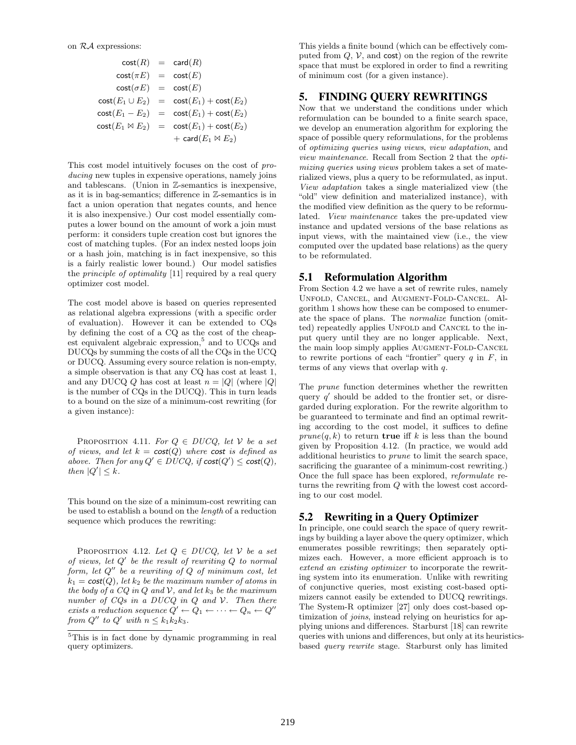on $\mathcal{RA}$ expressions:

$$
\begin{aligned}
\mathsf{cost}(R) &= \mathsf{card}(R) \\
\mathsf{cost}(\pi E) &= \mathsf{cost}(E) \\
\mathsf{cost}(\sigma E) &= \mathsf{cost}(E) \\
\mathsf{cost}(E_1 \cup E_2) &= \mathsf{cost}(E_1) + \mathsf{cost}(E_2) \\
\mathsf{cost}(E_1 - E_2) &= \mathsf{cost}(E_1) + \mathsf{cost}(E_2) \\
\mathsf{cost}(E_1 \bowtie E_2) &= \mathsf{cost}(E_1) + \mathsf{cost}(E_2) \\
&\quad + \mathsf{card}(E_1 \bowtie E_2)
\end{aligned}
$$

This cost model intuitively focuses on the cost of *producing* new tuples in expensive operations, namely joins and tablescans. (Union in $\mathbb{Z}$-semantics is inexpensive, as it is in bag-semantics; difference in $\mathbb{Z}$-semantics is in fact a union operation that negates counts, and hence it is also inexpensive.) Our cost model essentially computes a lower bound on the amount of work a join must perform: it considers tuple creation cost but ignores the cost of matching tuples. (For an index nested loops join or a hash join, matching is in fact inexpensive, so this is a fairly realistic lower bound.) Our model satisfies the *principle of optimality* [11] required by a real query optimizer cost model.

The cost model above is based on queries represented as relational algebra expressions (with a specific order of evaluation). However it can be extended to CQs by defining the cost of a CQ as the cost of the cheapest equivalent algebraic expression,[5] and to UCQs and DUCQs by summing the costs of all the CQs in the UCQ or DUCQ. Assuming every source relation is non-empty, a simple observation is that any CQ has cost at least 1, and any DUCQ $Q$ has cost at least $n = |Q|$ (where $|Q|$ is the number of CQs in the DUCQ). This in turn leads to a bound on the size of a minimum-cost rewriting (for a given instance):

Proposition 4.11. *For $Q \in DUCQ$, let $\mathcal{V}$ be a set of views, and let $k = \mathsf{cost}(Q)$ where $\mathsf{cost}$ is defined as above. Then for any $Q' \in DUCQ$, if $\mathsf{cost}(Q') \leq \mathsf{cost}(Q)$, then $|Q'| \leq k$.*

This bound on the size of a minimum-cost rewriting can be used to establish a bound on the *length* of a reduction sequence which produces the rewriting:

Proposition 4.12. *Let $Q \in DUCQ$, let $\mathcal{V}$ be a set of views, let $Q'$ be the result of rewriting $Q$ to normal form, let $Q''$ be a rewriting of $Q$ of minimum cost, let $k_1 = \mathsf{cost}(Q)$, let $k_2$ be the maximum number of atoms in the body of a CQ in $Q$ and $\mathcal{V}$, and let $k_3$ be the maximum number of CQs in a DUCQ in $Q$ and $\mathcal{V}$. Then there exists a reduction sequence $Q' \leftarrow Q_1 \leftarrow \cdots \leftarrow Q_n \leftarrow Q''$ from $Q''$ to $Q'$ with $n \leq k_1 k_2 k_3$.*

[5] This is in fact done by dynamic programming in real query optimizers.

This yields a finite bound (which can be effectively computed from $Q$, $\mathcal{V}$, and $\mathsf{cost}$) on the region of the rewrite space that must be explored in order to find a rewriting of minimum cost (for a given instance).

# 5. FINDING QUERY REWRITINGS

Now that we understand the conditions under which reformulation can be bounded to a finite search space, we develop an enumeration algorithm for exploring the space of possible query reformulations, for the problems of *optimizing queries using views*, *view adaptation*, and *view maintenance*. Recall from Section 2 that the *optimizing queries using views* problem takes a set of materialized views, plus a query to be reformulated, as input. *View adaptation* takes a single materialized view (the "old" view definition and materialized instance), with the modified view definition as the query to be reformulated. *View maintenance* takes the pre-updated view instance and updated versions of the base relations as input views, with the maintained view (i.e., the view computed over the updated base relations) as the query to be reformulated.

## 5.1 Reformulation Algorithm

From Section 4.2 we have a set of rewrite rules, namely Unfold, Cancel, and Augment-Fold-Cancel. Algorithm 1 shows how these can be composed to enumerate the space of plans. The *normalize* function (omitted) repeatedly applies Unfold and Cancel to the input query until they are no longer applicable. Next, the main loop simply applies Augment-Fold-Cancel to rewrite portions of each "frontier" query $q$ in $F$, in terms of any views that overlap with $q$.

The *prune* function determines whether the rewritten query $q'$ should be added to the frontier set, or disregarded during exploration. For the rewrite algorithm to be guaranteed to terminate and find an optimal rewriting according to the cost model, it suffices to define $prune(q, k)$ to return **true** iff $k$ is less than the bound given by Proposition 4.12. (In practice, we would add additional heuristics to *prune* to limit the search space, sacrificing the guarantee of a minimum-cost rewriting.) Once the full space has been explored, *reformulate* returns the rewriting from $Q$ with the lowest cost according to our cost model.

## 5.2 Rewriting in a Query Optimizer

In principle, one could search the space of query rewritings by building a layer above the query optimizer, which enumerates possible rewritings; then separately optimizes each. However, a more efficient approach is to *extend an existing optimizer* to incorporate the rewriting system into its enumeration. Unlike with rewriting of conjunctive queries, most existing cost-based optimizers cannot easily be extended to DUCQ rewritings. The System-R optimizer [27] only does cost-based optimization of *joins*, instead relying on heuristics for applying unions and differences. Starburst [18] can rewrite queries with unions and differences, but only at its heuristics-based *query rewrite* stage. Starburst only has limited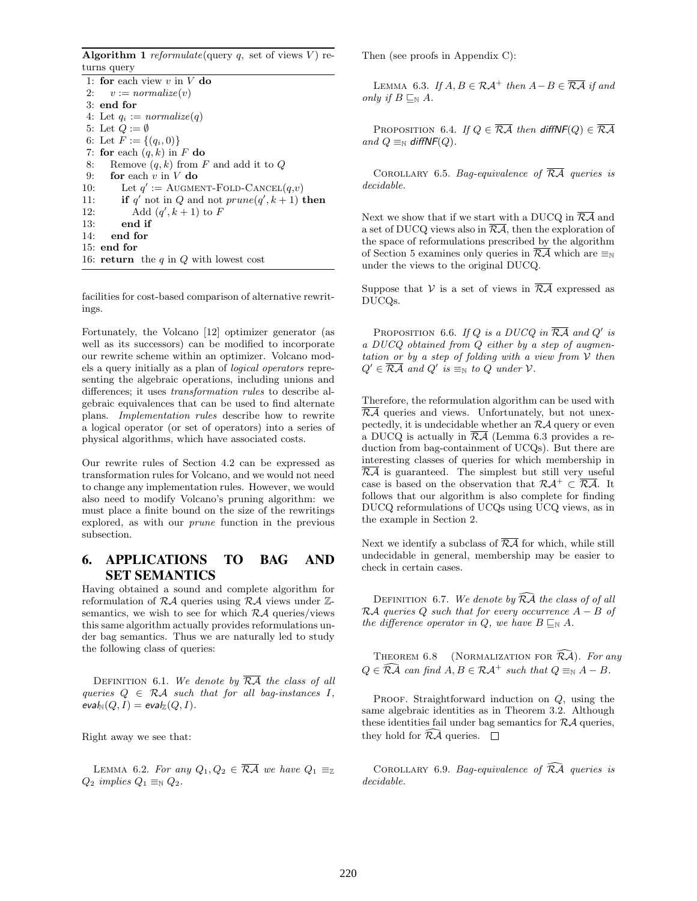**Algorithm 1** *reformulate*(query $q$, set of views $V$) returns query

```
1: for each view v in V do
2:    v := normalize(v)
3: end for
4: Let q_i := normalize(q)
5: Let Q := ∅
6: Let F := {(q_i, 0)}
7: for each (q, k) in F do
8:    Remove (q, k) from F and add it to Q
9:    for each v in V do
10:       Let q' := AUGMENT-FOLD-CANCEL(q,v)
11:       if q' not in Q and not prune(q', k + 1) then
12:          Add (q', k + 1) to F
13:       end if
14:    end for
15: end for
16: return the q in Q with lowest cost
```

facilities for cost-based comparison of alternative rewritings.

Fortunately, the Volcano [12] optimizer generator (as well as its successors) can be modified to incorporate our rewrite scheme within an optimizer. Volcano models a query initially as a plan of *logical operators* representing the algebraic operations, including unions and differences; it uses *transformation rules* to describe algebraic equivalences that can be used to find alternate plans. *Implementation rules* describe how to rewrite a logical operator (or set of operators) into a series of physical algorithms, which have associated costs.

Our rewrite rules of Section 4.2 can be expressed as transformation rules for Volcano, and we would not need to change any implementation rules. However, we would also need to modify Volcano's pruning algorithm: we must place a finite bound on the size of the rewritings explored, as with our *prune* function in the previous subsection.

# 6. APPLICATIONS TO BAG AND SET SEMANTICS

Having obtained a sound and complete algorithm for reformulation of $\mathcal{RA}$ queries using $\mathcal{RA}$ views under $\mathbb{Z}$-semantics, we wish to see for which $\mathcal{RA}$ queries/views this same algorithm actually provides reformulations under bag semantics. Thus we are naturally led to study the following class of queries:

Definition 6.1. *We denote by $\overline{\mathcal{RA}}$ the class of all queries $Q \in \mathcal{RA}$ such that for all bag-instances $I$, $\mathsf{eval}_{\mathbb{N}}(Q, I) = \mathsf{eval}_{\mathbb{Z}}(Q, I)$.*

Right away we see that:

Lemma 6.2. *For any $Q_1, Q_2 \in \overline{\mathcal{RA}}$ we have $Q_1 \equiv_{\mathbb{Z}} Q_2$ implies $Q_1 \equiv_{\mathbb{N}} Q_2$.*

Then (see proofs in Appendix C):

Lemma 6.3. *If $A, B \in \mathcal{RA}^+$ then $A - B \in \overline{\mathcal{RA}}$ if and only if $B \sqsubseteq_{\mathbb{N}} A$.*

Proposition 6.4. *If $Q \in \overline{\mathcal{RA}}$ then $\mathsf{diffNF}(Q) \in \overline{\mathcal{RA}}$ and $Q \equiv_{\mathbb{N}} \mathsf{diffNF}(Q)$.*

Corollary 6.5. *Bag-equivalence of $\overline{\mathcal{RA}}$ queries is decidable.*

Next we show that if we start with a DUCQ in $\overline{\mathcal{RA}}$ and a set of DUCQ views also in $\overline{\mathcal{RA}}$, then the exploration of the space of reformulations prescribed by the algorithm of Section 5 examines only queries in $\overline{\mathcal{RA}}$ which are $\equiv_{\mathbb{N}}$ under the views to the original DUCQ.

Suppose that $\mathcal{V}$ is a set of views in $\overline{\mathcal{RA}}$ expressed as DUCQs.

Proposition 6.6. *If $Q$ is a DUCQ in $\overline{\mathcal{RA}}$ and $Q'$ is a DUCQ obtained from $Q$ either by a step of augmentation or by a step of folding with a view from $\mathcal{V}$ then $Q' \in \overline{\mathcal{RA}}$ and $Q'$ is $\equiv_{\mathbb{N}}$ to $Q$ under $\mathcal{V}$.*

Therefore, the reformulation algorithm can be used with $\overline{\mathcal{RA}}$ queries and views. Unfortunately, but not unexpectedly, it is undecidable whether an $\mathcal{RA}$ query or even a DUCQ is actually in $\overline{\mathcal{RA}}$ (Lemma 6.3 provides a reduction from bag-containment of UCQs). But there are interesting classes of queries for which membership in $\overline{\mathcal{RA}}$ is guaranteed. The simplest but still very useful case is based on the observation that $\mathcal{RA}^+ \subset \overline{\mathcal{RA}}$. It follows that our algorithm is also complete for finding DUCQ reformulations of UCQs using UCQ views, as in the example in Section 2.

Next we identify a subclass of $\overline{\mathcal{RA}}$ for which, while still undecidable in general, membership may be easier to check in certain cases.

Definition 6.7. *We denote by $\widehat{\mathcal{RA}}$ the class of of all $\mathcal{RA}$ queries $Q$ such that for every occurrence $A - B$ of the difference operator in $Q$, we have $B \sqsubseteq_{\mathbb{N}} A$.*

Theorem 6.8 (Normalization for $\widehat{\mathcal{RA}}$). *For any $Q \in \widehat{\mathcal{RA}}$ can find $A, B \in \mathcal{RA}^+$ such that $Q \equiv_{\mathbb{N}} A - B$.*

Proof. Straightforward induction on $Q$, using the same algebraic identities as in Theorem 3.2. Although these identities fail under bag semantics for $\mathcal{RA}$ queries, they hold for $\widehat{\mathcal{RA}}$ queries. □

Corollary 6.9. *Bag-equivalence of $\widehat{\mathcal{RA}}$ queries is decidable.*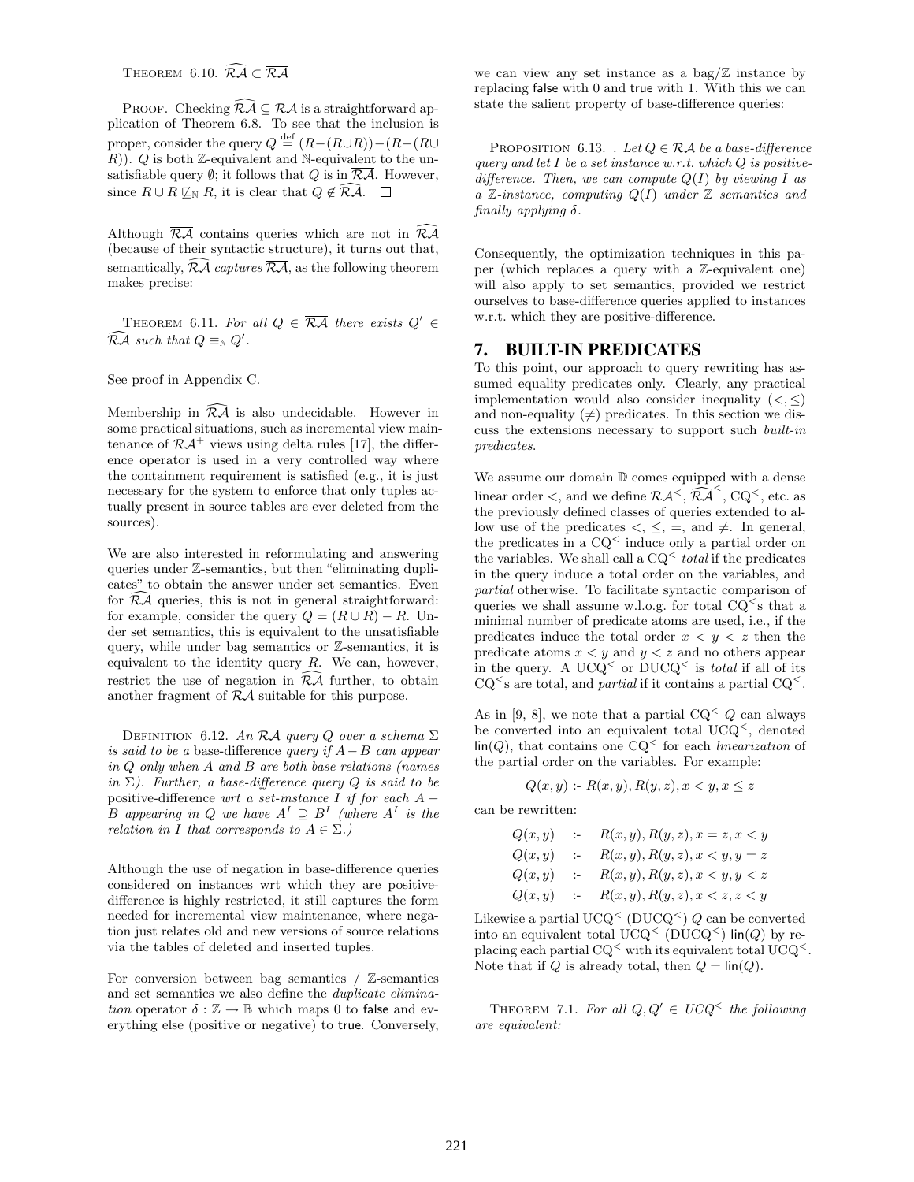THEOREM 6.10. $\widehat{\mathcal{RA}} \subset \overline{\mathcal{RA}}$

PROOF. Checking $\widehat{\mathcal{RA}} \subseteq \overline{\mathcal{RA}}$ is a straightforward application of Theorem 6.8. To see that the inclusion is proper, consider the query $Q \stackrel{\text{def}}{=} (R-(R\cup R))-(R-(R\cup R))$. $Q$ is both $\mathbb{Z}$-equivalent and $\mathbb{N}$-equivalent to the unsatisfiable query $\emptyset$; it follows that $Q$ is in $\overline{\mathcal{RA}}$. However, since $R \cup R \not\sqsubseteq_{\mathbb{N}} R$, it is clear that $Q \notin \widehat{\mathcal{RA}}$. $\square$

Although $\overline{\mathcal{RA}}$ contains queries which are not in $\widehat{\mathcal{RA}}$ (because of their syntactic structure), it turns out that, semantically, $\widehat{\mathcal{RA}}$ *captures* $\overline{\mathcal{RA}}$, as the following theorem makes precise:

THEOREM 6.11. *For all $Q \in \overline{\mathcal{RA}}$ there exists $Q' \in \widehat{\mathcal{RA}}$ such that $Q \equiv_{\mathbb{N}} Q'$.*

See proof in Appendix C.

Membership in $\widehat{\mathcal{RA}}$ is also undecidable. However in some practical situations, such as incremental view maintenance of $\mathcal{RA}^+$ views using delta rules [17], the difference operator is used in a very controlled way where the containment requirement is satisfied (e.g., it is just necessary for the system to enforce that only tuples actually present in source tables are ever deleted from the sources).

We are also interested in reformulating and answering queries under $\mathbb{Z}$-semantics, but then "eliminating duplicates" to obtain the answer under set semantics. Even for $\widehat{\mathcal{RA}}$ queries, this is not in general straightforward: for example, consider the query $Q = (R \cup R) - R$. Under set semantics, this is equivalent to the unsatisfiable query, while under bag semantics or $\mathbb{Z}$-semantics, it is equivalent to the identity query $R$. We can, however, restrict the use of negation in $\widehat{\mathcal{RA}}$ further, to obtain another fragment of $\mathcal{RA}$ suitable for this purpose.

DEFINITION 6.12. *An $\mathcal{RA}$ query $Q$ over a schema $\Sigma$ is said to be a* base-difference *query if $A-B$ can appear in $Q$ only when $A$ and $B$ are both base relations (names in $\Sigma$). Further, a base-difference query $Q$ is said to be* positive-difference *wrt a set-instance $I$ if for each $A-B$ appearing in $Q$ we have $A^I \supseteq B^I$ (where $A^I$ is the relation in $I$ that corresponds to $A \in \Sigma$.)*

Although the use of negation in base-difference queries considered on instances wrt which they are positive-difference is highly restricted, it still captures the form needed for incremental view maintenance, where negation just relates old and new versions of source relations via the tables of deleted and inserted tuples.

For conversion between bag semantics / $\mathbb{Z}$-semantics and set semantics we also define the *duplicate elimination* operator $\delta : \mathbb{Z} \to \mathbb{B}$ which maps 0 to false and everything else (positive or negative) to true. Conversely, we can view any set instance as a bag/$\mathbb{Z}$ instance by replacing false with 0 and true with 1. With this we can state the salient property of base-difference queries:

PROPOSITION 6.13. . *Let $Q \in \mathcal{RA}$ be a base-difference query and let $I$ be a set instance w.r.t. which $Q$ is positive-difference. Then, we can compute $Q(I)$ by viewing $I$ as a $\mathbb{Z}$-instance, computing $Q(I)$ under $\mathbb{Z}$ semantics and finally applying $\delta$.*

Consequently, the optimization techniques in this paper (which replaces a query with a $\mathbb{Z}$-equivalent one) will also apply to set semantics, provided we restrict ourselves to base-difference queries applied to instances w.r.t. which they are positive-difference.

## 7. BUILT-IN PREDICATES

To this point, our approach to query rewriting has assumed equality predicates only. Clearly, any practical implementation would also consider inequality $(<, \leq)$ and non-equality $(\neq)$ predicates. In this section we discuss the extensions necessary to support such *built-in predicates*.

We assume our domain $\mathbb{D}$ comes equipped with a dense linear order $<$, and we define $\mathcal{RA}^<$, $\widehat{\mathcal{RA}}^<$, $\text{CQ}^<$, etc. as the previously defined classes of queries extended to allow use of the predicates $<$, $\leq$, $=$, and $\neq$. In general, the predicates in a $\text{CQ}^<$ induce only a partial order on the variables. We shall call a $\text{CQ}^<$ *total* if the predicates in the query induce a total order on the variables, and *partial* otherwise. To facilitate syntactic comparison of queries we shall assume w.l.o.g. for total $\text{CQ}^<$s that a minimal number of predicate atoms are used, i.e., if the predicates induce the total order $x < y < z$ then the predicate atoms $x < y$ and $y < z$ and no others appear in the query. A $\text{UCQ}^<$ or $\text{DUCQ}^<$ is *total* if all of its $\text{CQ}^<$s are total, and *partial* if it contains a partial $\text{CQ}^<$.

As in [9, 8], we note that a partial $\text{CQ}^<$ $Q$ can always be converted into an equivalent total $\text{UCQ}^<$, denoted $\mathsf{lin}(Q)$, that contains one $\text{CQ}^<$ for each *linearization* of the partial order on the variables. For example:

$$Q(x, y) \text{ :- } R(x, y), R(y, z), x < y, x \leq z$$

can be rewritten:

$$\begin{array}{lll}
Q(x, y) & \text{:-} & R(x, y), R(y, z), x = z, x < y \\
Q(x, y) & \text{:-} & R(x, y), R(y, z), x < y, y = z \\
Q(x, y) & \text{:-} & R(x, y), R(y, z), x < y, y < z \\
Q(x, y) & \text{:-} & R(x, y), R(y, z), x < z, z < y
\end{array}$$

Likewise a partial $\text{UCQ}^<$ ($\text{DUCQ}^<$) $Q$ can be converted into an equivalent total $\text{UCQ}^<$ ($\text{DUCQ}^<$) $\mathsf{lin}(Q)$ by replacing each partial $\text{CQ}^<$ with its equivalent total $\text{UCQ}^<$. Note that if $Q$ is already total, then $Q = \mathsf{lin}(Q)$.

THEOREM 7.1. *For all $Q, Q' \in UCQ^<$ the following are equivalent:*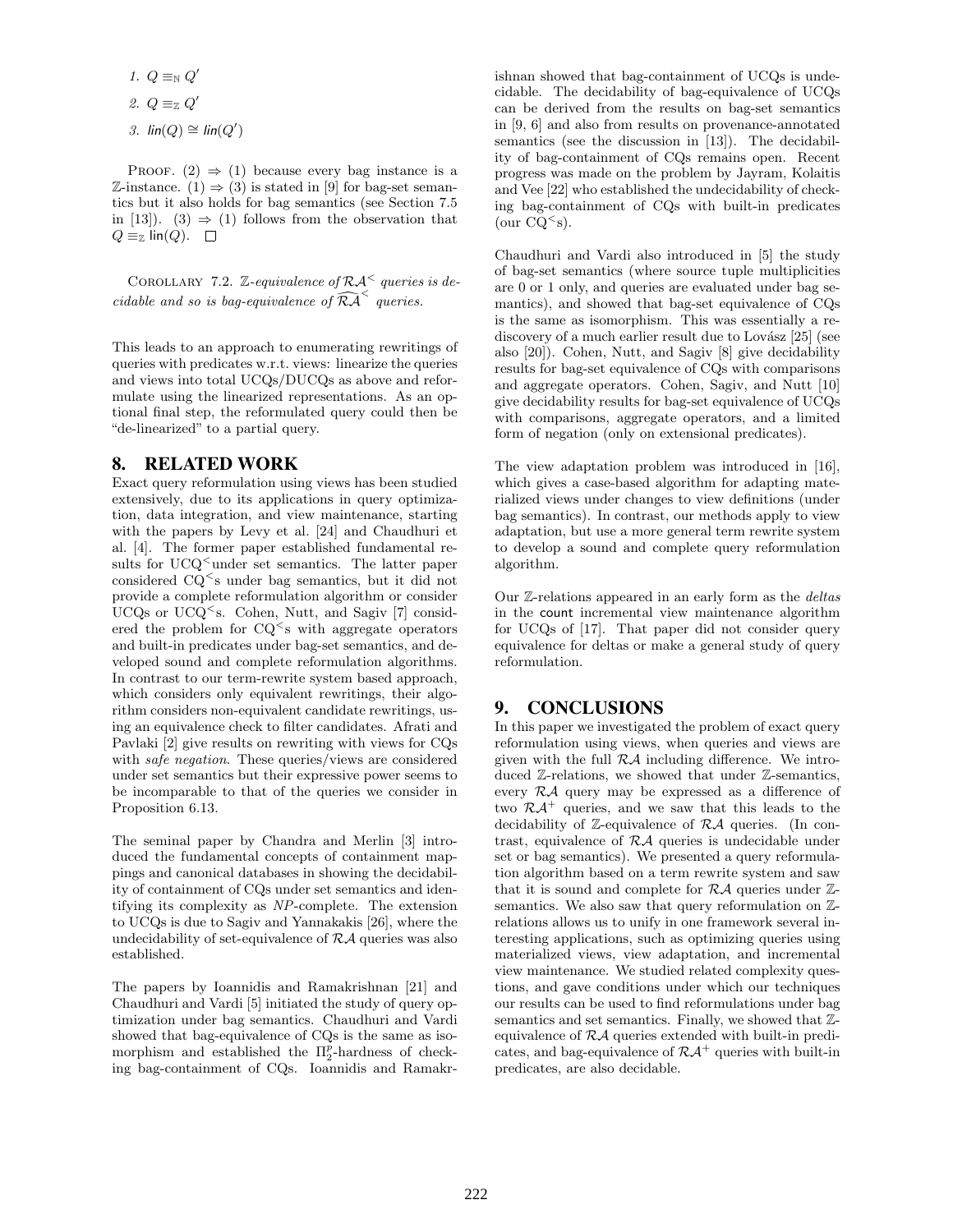1. $Q \equiv_{\mathbb{N}} Q'$
2. $Q \equiv_{\mathbb{Z}} Q'$
3. $\mathsf{lin}(Q) \cong \mathsf{lin}(Q')$

PROOF. (2) $\Rightarrow$ (1) because every bag instance is a $\mathbb{Z}$-instance. (1) $\Rightarrow$ (3) is stated in [9] for bag-set semantics but it also holds for bag semantics (see Section 7.5 in [13]). (3) $\Rightarrow$ (1) follows from the observation that $Q \equiv_{\mathbb{Z}} \mathsf{lin}(Q)$. $\square$

COROLLARY 7.2. *$\mathbb{Z}$-equivalence of $\mathcal{RA}^<$ queries is decidable and so is bag-equivalence of $\widehat{\mathcal{RA}}^<$ queries.*

This leads to an approach to enumerating rewritings of queries with predicates w.r.t. views: linearize the queries and views into total UCQs/DUCQs as above and reformulate using the linearized representations. As an optional final step, the reformulated query could then be "de-linearized" to a partial query.

## 8. RELATED WORK

Exact query reformulation using views has been studied extensively, due to its applications in query optimization, data integration, and view maintenance, starting with the papers by Levy et al. [24] and Chaudhuri et al. [4]. The former paper established fundamental results for UCQ$^<$under set semantics. The latter paper considered CQ$^<$s under bag semantics, but it did not provide a complete reformulation algorithm or consider UCQs or UCQ$^<$s. Cohen, Nutt, and Sagiv [7] considered the problem for CQ$^<$s with aggregate operators and built-in predicates under bag-set semantics, and developed sound and complete reformulation algorithms. In contrast to our term-rewrite system based approach, which considers only equivalent rewritings, their algorithm considers non-equivalent candidate rewritings, using an equivalence check to filter candidates. Afrati and Pavlaki [2] give results on rewriting with views for CQs with *safe negation*. These queries/views are considered under set semantics but their expressive power seems to be incomparable to that of the queries we consider in Proposition 6.13.

The seminal paper by Chandra and Merlin [3] introduced the fundamental concepts of containment mappings and canonical databases in showing the decidability of containment of CQs under set semantics and identifying its complexity as *NP*-complete. The extension to UCQs is due to Sagiv and Yannakakis [26], where the undecidability of set-equivalence of $\mathcal{RA}$ queries was also established.

The papers by Ioannidis and Ramakrishnan [21] and Chaudhuri and Vardi [5] initiated the study of query optimization under bag semantics. Chaudhuri and Vardi showed that bag-equivalence of CQs is the same as isomorphism and established the $\Pi_2^p$-hardness of checking bag-containment of CQs. Ioannidis and Ramakrishnan showed that bag-containment of UCQs is undecidable. The decidability of bag-equivalence of UCQs can be derived from the results on bag-set semantics in [9, 6] and also from results on provenance-annotated semantics (see the discussion in [13]). The decidability of bag-containment of CQs remains open. Recent progress was made on the problem by Jayram, Kolaitis and Vee [22] who established the undecidability of checking bag-containment of CQs with built-in predicates (our CQ$^<$s).

Chaudhuri and Vardi also introduced in [5] the study of bag-set semantics (where source tuple multiplicities are 0 or 1 only, and queries are evaluated under bag semantics), and showed that bag-set equivalence of CQs is the same as isomorphism. This was essentially a rediscovery of a much earlier result due to Lovász [25] (see also [20]). Cohen, Nutt, and Sagiv [8] give decidability results for bag-set equivalence of CQs with comparisons and aggregate operators. Cohen, Sagiv, and Nutt [10] give decidability results for bag-set equivalence of UCQs with comparisons, aggregate operators, and a limited form of negation (only on extensional predicates).

The view adaptation problem was introduced in [16], which gives a case-based algorithm for adapting materialized views under changes to view definitions (under bag semantics). In contrast, our methods apply to view adaptation, but use a more general term rewrite system to develop a sound and complete query reformulation algorithm.

Our $\mathbb{Z}$-relations appeared in an early form as the *deltas* in the count incremental view maintenance algorithm for UCQs of [17]. That paper did not consider query equivalence for deltas or make a general study of query reformulation.

## 9. CONCLUSIONS

In this paper we investigated the problem of exact query reformulation using views, when queries and views are given with the full $\mathcal{RA}$ including difference. We introduced $\mathbb{Z}$-relations, we showed that under $\mathbb{Z}$-semantics, every $\mathcal{RA}$ query may be expressed as a difference of two $\mathcal{RA}^+$ queries, and we saw that this leads to the decidability of $\mathbb{Z}$-equivalence of $\mathcal{RA}$ queries. (In contrast, equivalence of $\mathcal{RA}$ queries is undecidable under set or bag semantics). We presented a query reformulation algorithm based on a term rewrite system and saw that it is sound and complete for $\mathcal{RA}$ queries under $\mathbb{Z}$-semantics. We also saw that query reformulation on $\mathbb{Z}$-relations allows us to unify in one framework several interesting applications, such as optimizing queries using materialized views, view adaptation, and incremental view maintenance. We studied related complexity questions, and gave conditions under which our techniques our results can be used to find reformulations under bag semantics and set semantics. Finally, we showed that $\mathbb{Z}$-equivalence of $\mathcal{RA}$ queries extended with built-in predicates, and bag-equivalence of $\mathcal{RA}^+$ queries with built-in predicates, are also decidable.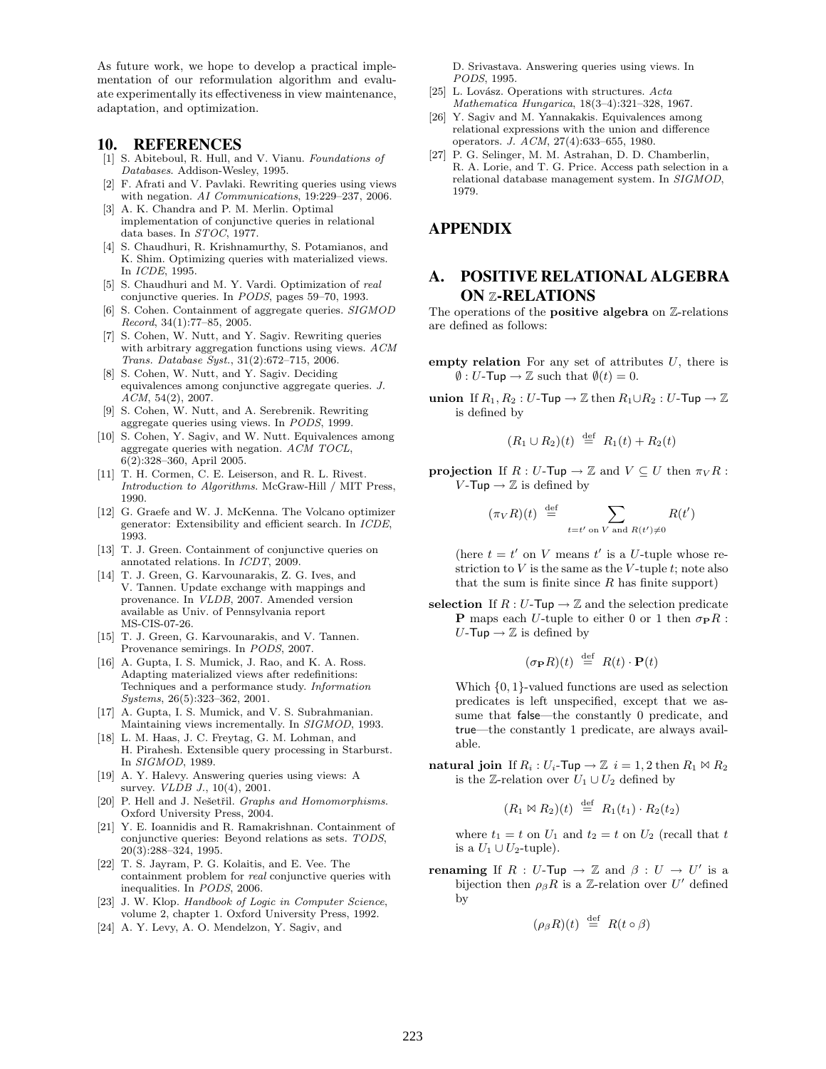As future work, we hope to develop a practical implementation of our reformulation algorithm and evaluate experimentally its effectiveness in view maintenance, adaptation, and optimization.

# 10. REFERENCES

[1] S. Abiteboul, R. Hull, and V. Vianu. *Foundations of Databases*. Addison-Wesley, 1995.

[2] F. Afrati and V. Pavlaki. Rewriting queries using views with negation. *AI Communications*, 19:229–237, 2006.

[3] A. K. Chandra and P. M. Merlin. Optimal implementation of conjunctive queries in relational data bases. In *STOC*, 1977.

[4] S. Chaudhuri, R. Krishnamurthy, S. Potamianos, and K. Shim. Optimizing queries with materialized views. In *ICDE*, 1995.

[5] S. Chaudhuri and M. Y. Vardi. Optimization of *real* conjunctive queries. In *PODS*, pages 59–70, 1993.

[6] S. Cohen. Containment of aggregate queries. *SIGMOD Record*, 34(1):77–85, 2005.

[7] S. Cohen, W. Nutt, and Y. Sagiv. Rewriting queries with arbitrary aggregation functions using views. *ACM Trans. Database Syst.*, 31(2):672–715, 2006.

[8] S. Cohen, W. Nutt, and Y. Sagiv. Deciding equivalences among conjunctive aggregate queries. *J. ACM*, 54(2), 2007.

[9] S. Cohen, W. Nutt, and A. Serebrenik. Rewriting aggregate queries using views. In *PODS*, 1999.

[10] S. Cohen, Y. Sagiv, and W. Nutt. Equivalences among aggregate queries with negation. *ACM TOCL*, 6(2):328–360, April 2005.

[11] T. H. Cormen, C. E. Leiserson, and R. L. Rivest. *Introduction to Algorithms*. McGraw-Hill / MIT Press, 1990.

[12] G. Graefe and W. J. McKenna. The Volcano optimizer generator: Extensibility and efficient search. In *ICDE*, 1993.

[13] T. J. Green. Containment of conjunctive queries on annotated relations. In *ICDT*, 2009.

[14] T. J. Green, G. Karvounarakis, Z. G. Ives, and V. Tannen. Update exchange with mappings and provenance. In *VLDB*, 2007. Amended version available as Univ. of Pennsylvania report MS-CIS-07-26.

[15] T. J. Green, G. Karvounarakis, and V. Tannen. Provenance semirings. In *PODS*, 2007.

[16] A. Gupta, I. S. Mumick, J. Rao, and K. A. Ross. Adapting materialized views after redefinitions: Techniques and a performance study. *Information Systems*, 26(5):323–362, 2001.

[17] A. Gupta, I. S. Mumick, and V. S. Subrahmanian. Maintaining views incrementally. In *SIGMOD*, 1993.

[18] L. M. Haas, J. C. Freytag, G. M. Lohman, and H. Pirahesh. Extensible query processing in Starburst. In *SIGMOD*, 1989.

[19] A. Y. Halevy. Answering queries using views: A survey. *VLDB J.*, 10(4), 2001.

[20] P. Hell and J. Nešetřil. *Graphs and Homomorphisms*. Oxford University Press, 2004.

[21] Y. E. Ioannidis and R. Ramakrishnan. Containment of conjunctive queries: Beyond relations as sets. *TODS*, 20(3):288–324, 1995.

[22] T. S. Jayram, P. G. Kolaitis, and E. Vee. The containment problem for *real* conjunctive queries with inequalities. In *PODS*, 2006.

[23] J. W. Klop. *Handbook of Logic in Computer Science*, volume 2, chapter 1. Oxford University Press, 1992.

[24] A. Y. Levy, A. O. Mendelzon, Y. Sagiv, and D. Srivastava. Answering queries using views. In *PODS*, 1995.

[25] L. Lovász. Operations with structures. *Acta Mathematica Hungarica*, 18(3–4):321–328, 1967.

[26] Y. Sagiv and M. Yannakakis. Equivalences among relational expressions with the union and difference operators. *J. ACM*, 27(4):633–655, 1980.

[27] P. G. Selinger, M. M. Astrahan, D. D. Chamberlin, R. A. Lorie, and T. G. Price. Access path selection in a relational database management system. In *SIGMOD*, 1979.

# APPENDIX

# A. POSITIVE RELATIONAL ALGEBRA ON $\mathbb{Z}$-RELATIONS

The operations of the **positive algebra** on $\mathbb{Z}$-relations are defined as follows:

**empty relation** For any set of attributes $U$, there is $\emptyset : U\text{-}\mathsf{Tup} \to \mathbb{Z}$ such that $\emptyset(t) = 0$.

**union** If $R_1, R_2 : U\text{-}\mathsf{Tup} \to \mathbb{Z}$ then $R_1 \cup R_2 : U\text{-}\mathsf{Tup} \to \mathbb{Z}$ is defined by

$$(R_1 \cup R_2)(t) \stackrel{\text{def}}{=} R_1(t) + R_2(t)$$

**projection** If $R : U\text{-}\mathsf{Tup} \to \mathbb{Z}$ and $V \subseteq U$ then $\pi_V R : V\text{-}\mathsf{Tup} \to \mathbb{Z}$ is defined by

$$(\pi_V R)(t) \stackrel{\text{def}}{=} \sum_{t=t' \text{ on } V \text{ and } R(t') \neq 0} R(t')$$

(here $t = t'$ on $V$ means $t'$ is a $U$-tuple whose restriction to $V$ is the same as the $V$-tuple $t$; note also that the sum is finite since $R$ has finite support)

**selection** If $R : U\text{-}\mathsf{Tup} \to \mathbb{Z}$ and the selection predicate $\mathbf{P}$ maps each $U$-tuple to either 0 or 1 then $\sigma_{\mathbf{P}} R : U\text{-}\mathsf{Tup} \to \mathbb{Z}$ is defined by

$$(\sigma_{\mathbf{P}} R)(t) \stackrel{\text{def}}{=} R(t) \cdot \mathbf{P}(t)$$

Which $\{0, 1\}$-valued functions are used as selection predicates is left unspecified, except that we assume that $\mathsf{false}$—the constantly 0 predicate, and $\mathsf{true}$—the constantly 1 predicate, are always available.

**natural join** If $R_i : U_i\text{-}\mathsf{Tup} \to \mathbb{Z}$ $i = 1, 2$ then $R_1 \bowtie R_2$ is the $\mathbb{Z}$-relation over $U_1 \cup U_2$ defined by

$$(R_1 \bowtie R_2)(t) \stackrel{\text{def}}{=} R_1(t_1) \cdot R_2(t_2)$$

where $t_1 = t$ on $U_1$ and $t_2 = t$ on $U_2$ (recall that $t$ is a $U_1 \cup U_2$-tuple).

**renaming** If $R : U\text{-}\mathsf{Tup} \to \mathbb{Z}$ and $\beta : U \to U'$ is a bijection then $\rho_\beta R$ is a $\mathbb{Z}$-relation over $U'$ defined by

$$(\rho_\beta R)(t) \stackrel{\text{def}}{=} R(t \circ \beta)$$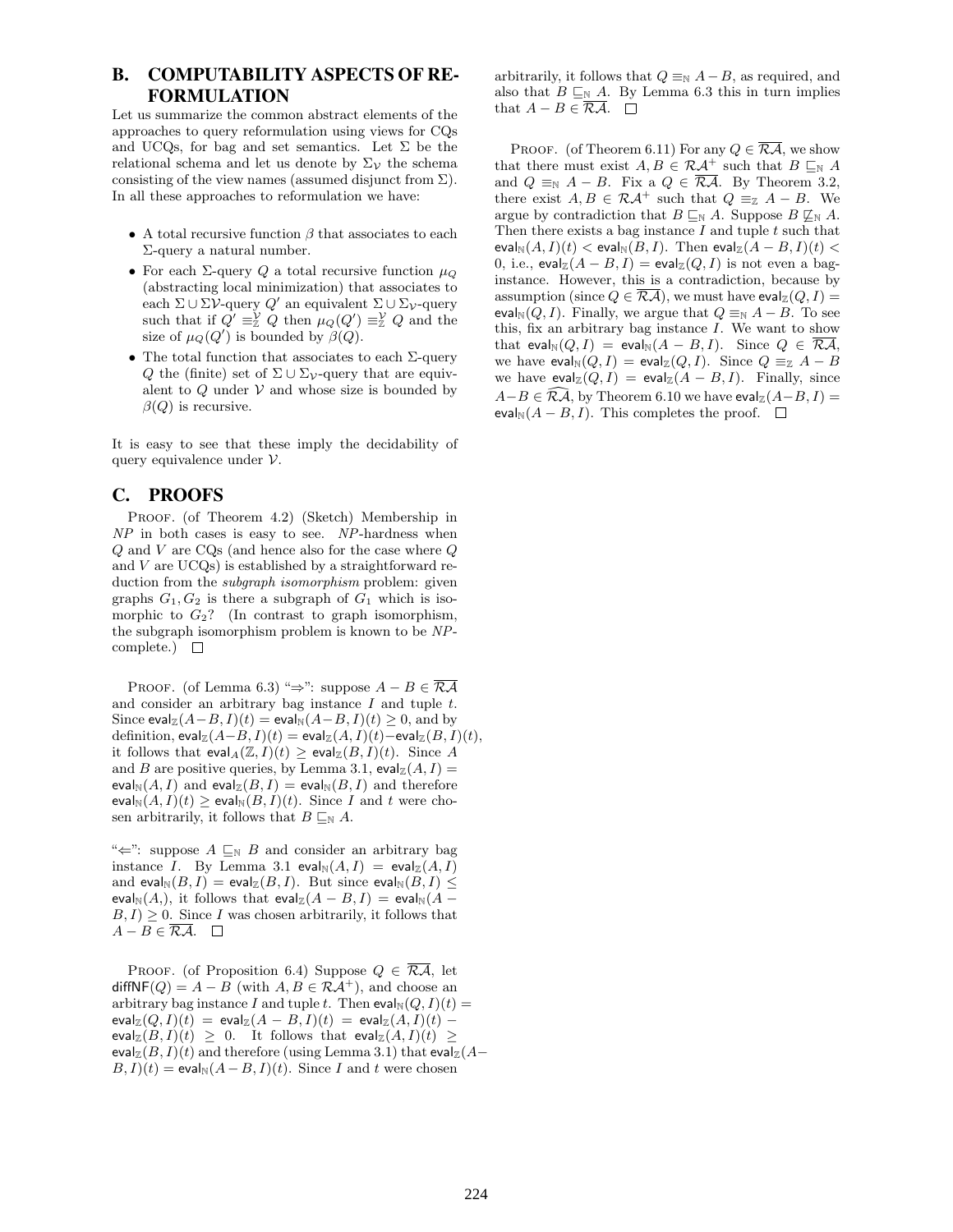## B. COMPUTABILITY ASPECTS OF REFORMULATION

Let us summarize the common abstract elements of the approaches to query reformulation using views for CQs and UCQs, for bag and set semantics. Let $\Sigma$ be the relational schema and let us denote by $\Sigma_\mathcal{V}$ the schema consisting of the view names (assumed disjunct from $\Sigma$). In all these approaches to reformulation we have:

- A total recursive function $\beta$ that associates to each $\Sigma$-query a natural number.
- For each $\Sigma$-query $Q$ a total recursive function $\mu_Q$ (abstracting local minimization) that associates to each $\Sigma \cup \Sigma\mathcal{V}$-query $Q'$ an equivalent $\Sigma \cup \Sigma_\mathcal{V}$-query such that if $Q' \equiv^\mathcal{V}_\mathbb{Z} Q$ then $\mu_Q(Q') \equiv^\mathcal{V}_\mathbb{Z} Q$ and the size of $\mu_Q(Q')$ is bounded by $\beta(Q)$.
- The total function that associates to each $\Sigma$-query $Q$ the (finite) set of $\Sigma \cup \Sigma_\mathcal{V}$-query that are equivalent to $Q$ under $\mathcal{V}$ and whose size is bounded by $\beta(Q)$ is recursive.

It is easy to see that these imply the decidability of query equivalence under $\mathcal{V}$.

## C. PROOFS

Proof. (of Theorem 4.2) (Sketch) Membership in *NP* in both cases is easy to see. *NP*-hardness when $Q$ and $V$ are CQs (and hence also for the case where $Q$ and $V$ are UCQs) is established by a straightforward reduction from the *subgraph isomorphism* problem: given graphs $G_1, G_2$ is there a subgraph of $G_1$ which is isomorphic to $G_2$? (In contrast to graph isomorphism, the subgraph isomorphism problem is known to be *NP*-complete.) □

Proof. (of Lemma 6.3) "⇒": suppose $A - B \in \overline{\mathcal{RA}}$ and consider an arbitrary bag instance $I$ and tuple $t$. Since $\mathsf{eval}_\mathbb{Z}(A-B, I)(t) = \mathsf{eval}_\mathbb{N}(A-B, I)(t) \geq 0$, and by definition, $\mathsf{eval}_\mathbb{Z}(A-B, I)(t) = \mathsf{eval}_\mathbb{Z}(A, I)(t) - \mathsf{eval}_\mathbb{Z}(B, I)(t)$, it follows that $\mathsf{eval}_A(\mathbb{Z}, I)(t) \geq \mathsf{eval}_\mathbb{Z}(B, I)(t)$. Since $A$ and $B$ are positive queries, by Lemma 3.1, $\mathsf{eval}_\mathbb{Z}(A, I) = \mathsf{eval}_\mathbb{N}(A, I)$ and $\mathsf{eval}_\mathbb{Z}(B, I) = \mathsf{eval}_\mathbb{N}(B, I)$ and therefore $\mathsf{eval}_\mathbb{N}(A, I)(t) \geq \mathsf{eval}_\mathbb{N}(B, I)(t)$. Since $I$ and $t$ were chosen arbitrarily, it follows that $B \sqsubseteq_\mathbb{N} A$.

"⇐": suppose $A \sqsubseteq_\mathbb{N} B$ and consider an arbitrary bag instance $I$. By Lemma 3.1 $\mathsf{eval}_\mathbb{N}(A, I) = \mathsf{eval}_\mathbb{Z}(A, I)$ and $\mathsf{eval}_\mathbb{N}(B, I) = \mathsf{eval}_\mathbb{Z}(B, I)$. But since $\mathsf{eval}_\mathbb{N}(B, I) \leq \mathsf{eval}_\mathbb{N}(A, )$, it follows that $\mathsf{eval}_\mathbb{Z}(A - B, I) = \mathsf{eval}_\mathbb{N}(A - B, I) \geq 0$. Since $I$ was chosen arbitrarily, it follows that $A - B \in \overline{\mathcal{RA}}$. □

Proof. (of Proposition 6.4) Suppose $Q \in \overline{\mathcal{RA}}$, let $\mathsf{diffNF}(Q) = A - B$ (with $A, B \in \mathcal{RA}^+$), and choose an arbitrary bag instance $I$ and tuple $t$. Then $\mathsf{eval}_\mathbb{N}(Q, I)(t) = \mathsf{eval}_\mathbb{Z}(Q, I)(t) = \mathsf{eval}_\mathbb{Z}(A - B, I)(t) = \mathsf{eval}_\mathbb{Z}(A, I)(t) - \mathsf{eval}_\mathbb{Z}(B, I)(t) \geq 0$. It follows that $\mathsf{eval}_\mathbb{Z}(A, I)(t) \geq \mathsf{eval}_\mathbb{Z}(B, I)(t)$ and therefore (using Lemma 3.1) that $\mathsf{eval}_\mathbb{Z}(A - B, I)(t) = \mathsf{eval}_\mathbb{N}(A - B, I)(t)$. Since $I$ and $t$ were chosen arbitrarily, it follows that $Q \equiv_\mathbb{N} A - B$, as required, and also that $B \sqsubseteq_\mathbb{N} A$. By Lemma 6.3 this in turn implies that $A - B \in \overline{\mathcal{RA}}$. □

Proof. (of Theorem 6.11) For any $Q \in \overline{\mathcal{RA}}$, we show that there must exist $A, B \in \mathcal{RA}^+$ such that $B \sqsubseteq_\mathbb{N} A$ and $Q \equiv_\mathbb{N} A - B$. Fix a $Q \in \overline{\mathcal{RA}}$. By Theorem 3.2, there exist $A, B \in \mathcal{RA}^+$ such that $Q \equiv_\mathbb{Z} A - B$. We argue by contradiction that $B \sqsubseteq_\mathbb{N} A$. Suppose $B \not\sqsubseteq_\mathbb{N} A$. Then there exists a bag instance $I$ and tuple $t$ such that $\mathsf{eval}_\mathbb{N}(A, I)(t) < \mathsf{eval}_\mathbb{N}(B, I)$. Then $\mathsf{eval}_\mathbb{Z}(A - B, I)(t) < 0$, i.e., $\mathsf{eval}_\mathbb{Z}(A - B, I) = \mathsf{eval}_\mathbb{Z}(Q, I)$ is not even a bag-instance. However, this is a contradiction, because by assumption (since $Q \in \overline{\mathcal{RA}}$), we must have $\mathsf{eval}_\mathbb{Z}(Q, I) = \mathsf{eval}_\mathbb{N}(Q, I)$. Finally, we argue that $Q \equiv_\mathbb{N} A - B$. To see this, fix an arbitrary bag instance $I$. We want to show that $\mathsf{eval}_\mathbb{N}(Q, I) = \mathsf{eval}_\mathbb{N}(A - B, I)$. Since $Q \in \overline{\mathcal{RA}}$, we have $\mathsf{eval}_\mathbb{N}(Q, I) = \mathsf{eval}_\mathbb{Z}(Q, I)$. Since $Q \equiv_\mathbb{Z} A - B$ we have $\mathsf{eval}_\mathbb{Z}(Q, I) = \mathsf{eval}_\mathbb{Z}(A - B, I)$. Finally, since $A - B \in \widehat{\mathcal{RA}}$, by Theorem 6.10 we have $\mathsf{eval}_\mathbb{Z}(A - B, I) = \mathsf{eval}_\mathbb{N}(A - B, I)$. This completes the proof. □